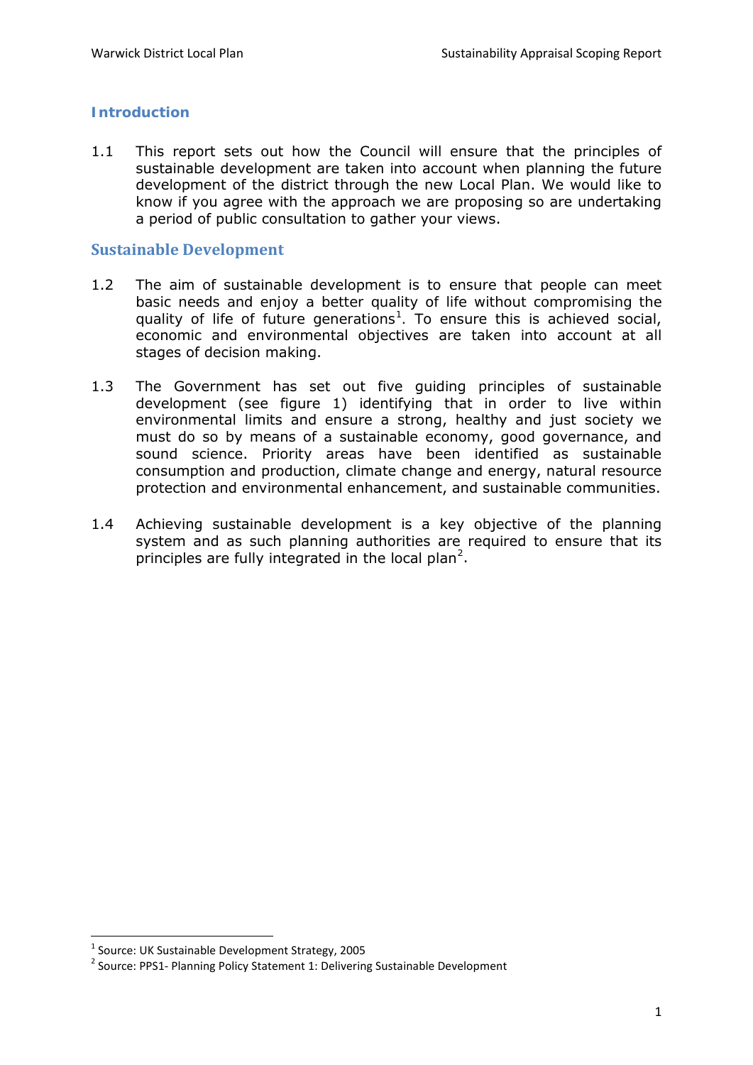## Introduction

1.1 This report sets out how the Council will ensure that the principles of sustainable development are taken into account when planning the future development of the district through the new Local Plan. We would like to know if you agree with the approach we are proposing so are undertaking a period of public consultation to gather your views.

## Sustainable Development

1.2 The aim of sustainable development is to ensure that people can meet basic needs and enjoy a better quality of life without compromising the quality of life of future generations[1]. To ensure this is achieved social, economic and environmental objectives are taken into account at all stages of decision making.

1.3 The Government has set out five guiding principles of sustainable development (see figure 1) identifying that in order to live within environmental limits and ensure a strong, healthy and just society we must do so by means of a sustainable economy, good governance, and sound science. Priority areas have been identified as sustainable consumption and production, climate change and energy, natural resource protection and environmental enhancement, and sustainable communities.

1.4 Achieving sustainable development is a key objective of the planning system and as such planning authorities are required to ensure that its principles are fully integrated in the local plan[2].

---

[1] Source: UK Sustainable Development Strategy, 2005

[2] Source: PPS1- Planning Policy Statement 1: Delivering Sustainable Development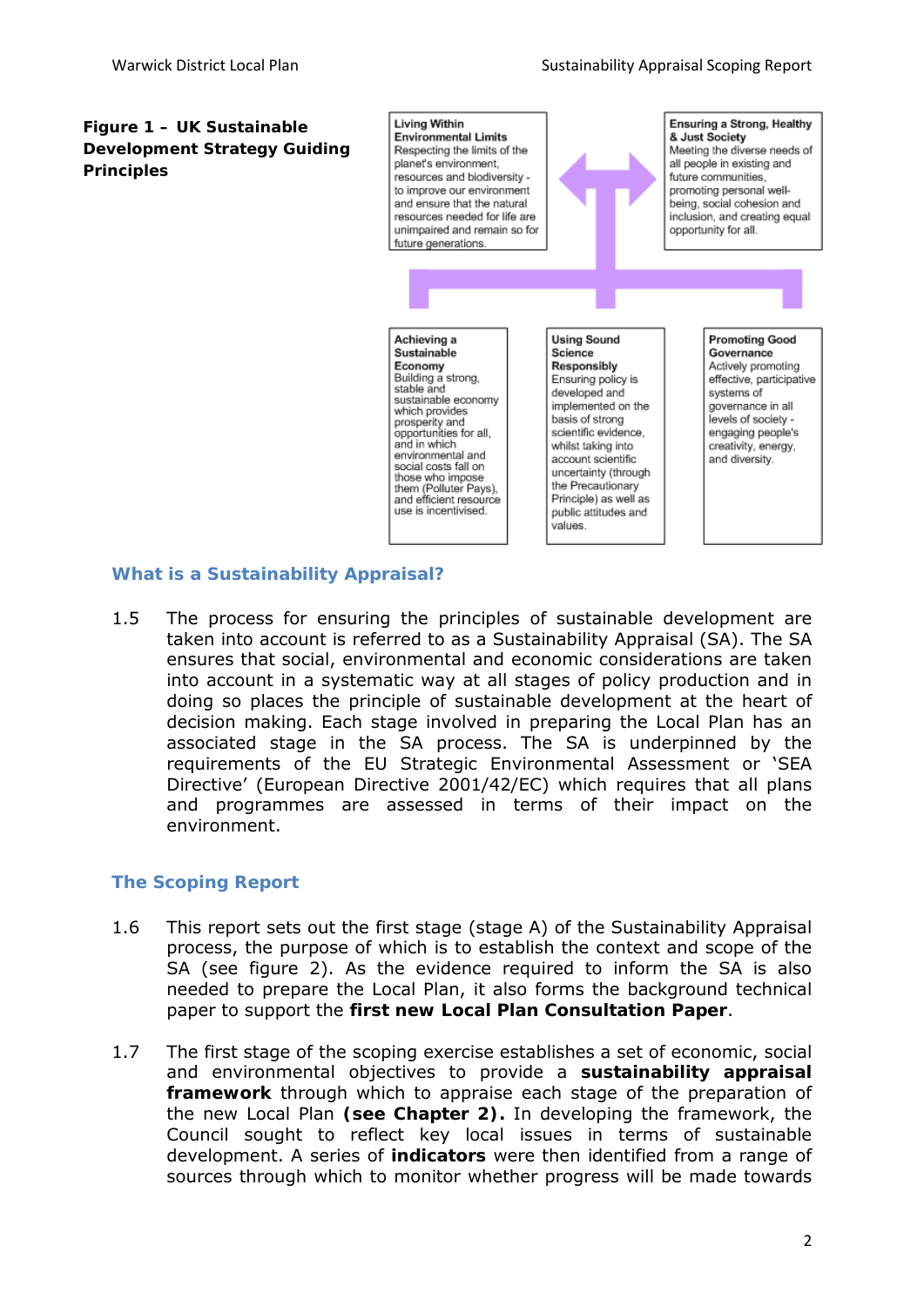**Figure 1 – UK Sustainable Development Strategy Guiding Principles**

**Living Within Environmental Limits**
Respecting the limits of the planet's environment, resources and biodiversity - to improve our environment and ensure that the natural resources needed for life are unimpaired and remain so for future generations.

**Ensuring a Strong, Healthy & Just Society**
Meeting the diverse needs of all people in existing and future communities, promoting personal well-being, social cohesion and inclusion, and creating equal opportunity for all.

**Achieving a Sustainable Economy**
Building a strong, stable and sustainable economy which provides prosperity and opportunities for all, and in which environmental and social costs fall on those who impose them (Polluter Pays), and efficient resource use is incentivised.

**Using Sound Science Responsibly**
Ensuring policy is developed and implemented on the basis of strong scientific evidence, whilst taking into account scientific uncertainty (through the Precautionary Principle) as well as public attitudes and values.

**Promoting Good Governance**
Actively promoting effective, participative systems of governance in all levels of society - engaging people's creativity, energy, and diversity.

## What is a Sustainability Appraisal?

1.5 The process for ensuring the principles of sustainable development are taken into account is referred to as a Sustainability Appraisal (SA). The SA ensures that social, environmental and economic considerations are taken into account in a systematic way at all stages of policy production and in doing so places the principle of sustainable development at the heart of decision making. Each stage involved in preparing the Local Plan has an associated stage in the SA process. The SA is underpinned by the requirements of the EU Strategic Environmental Assessment or 'SEA Directive' (European Directive 2001/42/EC) which requires that all plans and programmes are assessed in terms of their impact on the environment.

## The Scoping Report

1.6 This report sets out the first stage (stage A) of the Sustainability Appraisal process, the purpose of which is to establish the context and scope of the SA (see figure 2). As the evidence required to inform the SA is also needed to prepare the Local Plan, it also forms the background technical paper to support the **first new Local Plan Consultation Paper**.

1.7 The first stage of the scoping exercise establishes a set of economic, social and environmental objectives to provide a **sustainability appraisal framework** through which to appraise each stage of the preparation of the new Local Plan **(see Chapter 2).** In developing the framework, the Council sought to reflect key local issues in terms of sustainable development. A series of **indicators** were then identified from a range of sources through which to monitor whether progress will be made towards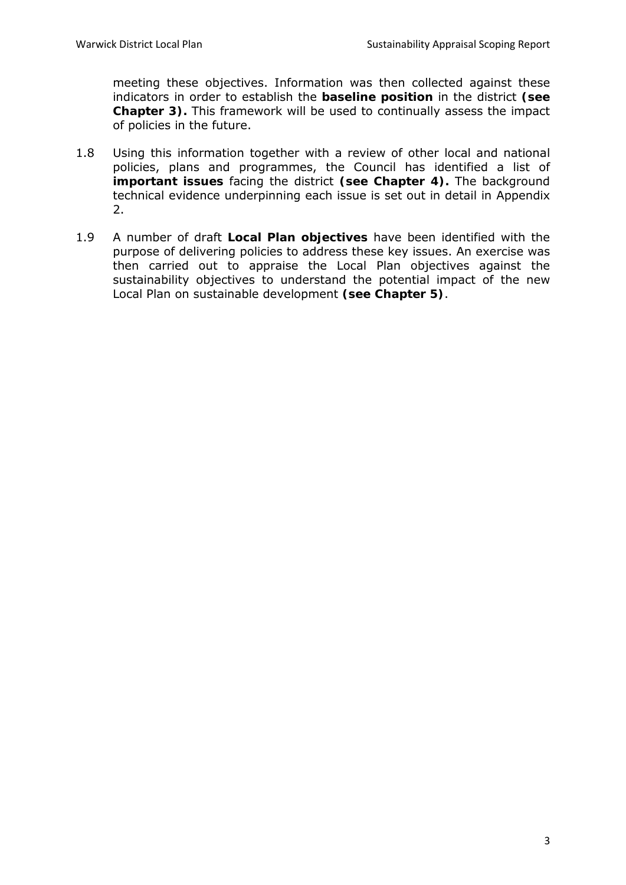meeting these objectives. Information was then collected against these indicators in order to establish the **baseline position** in the district **(see Chapter 3).** This framework will be used to continually assess the impact of policies in the future.

1.8 Using this information together with a review of other local and national policies, plans and programmes, the Council has identified a list of **important issues** facing the district **(see Chapter 4).** The background technical evidence underpinning each issue is set out in detail in Appendix 2.

1.9 A number of draft **Local Plan objectives** have been identified with the purpose of delivering policies to address these key issues. An exercise was then carried out to appraise the Local Plan objectives against the sustainability objectives to understand the potential impact of the new Local Plan on sustainable development **(see Chapter 5)**.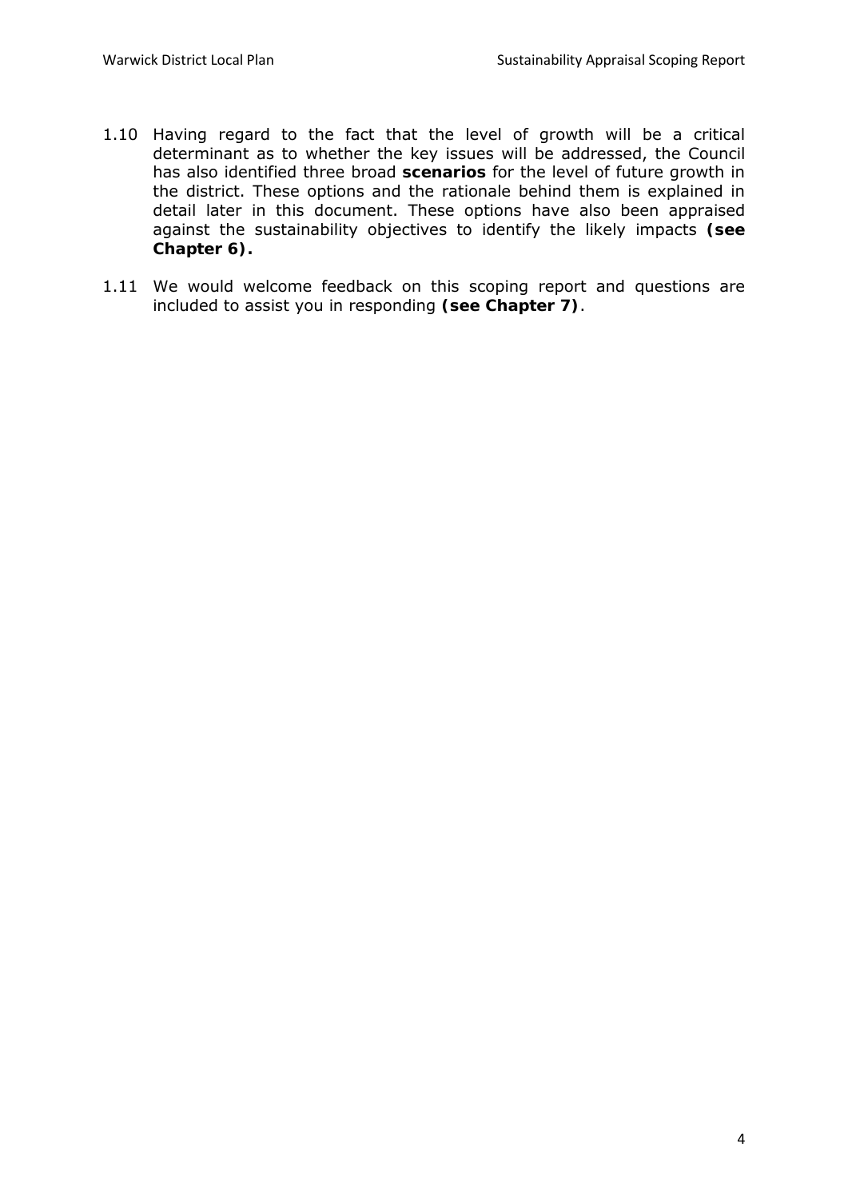1.10 Having regard to the fact that the level of growth will be a critical determinant as to whether the key issues will be addressed, the Council has also identified three broad **scenarios** for the level of future growth in the district. These options and the rationale behind them is explained in detail later in this document. These options have also been appraised against the sustainability objectives to identify the likely impacts **(see Chapter 6).**

1.11 We would welcome feedback on this scoping report and questions are included to assist you in responding **(see Chapter 7)**.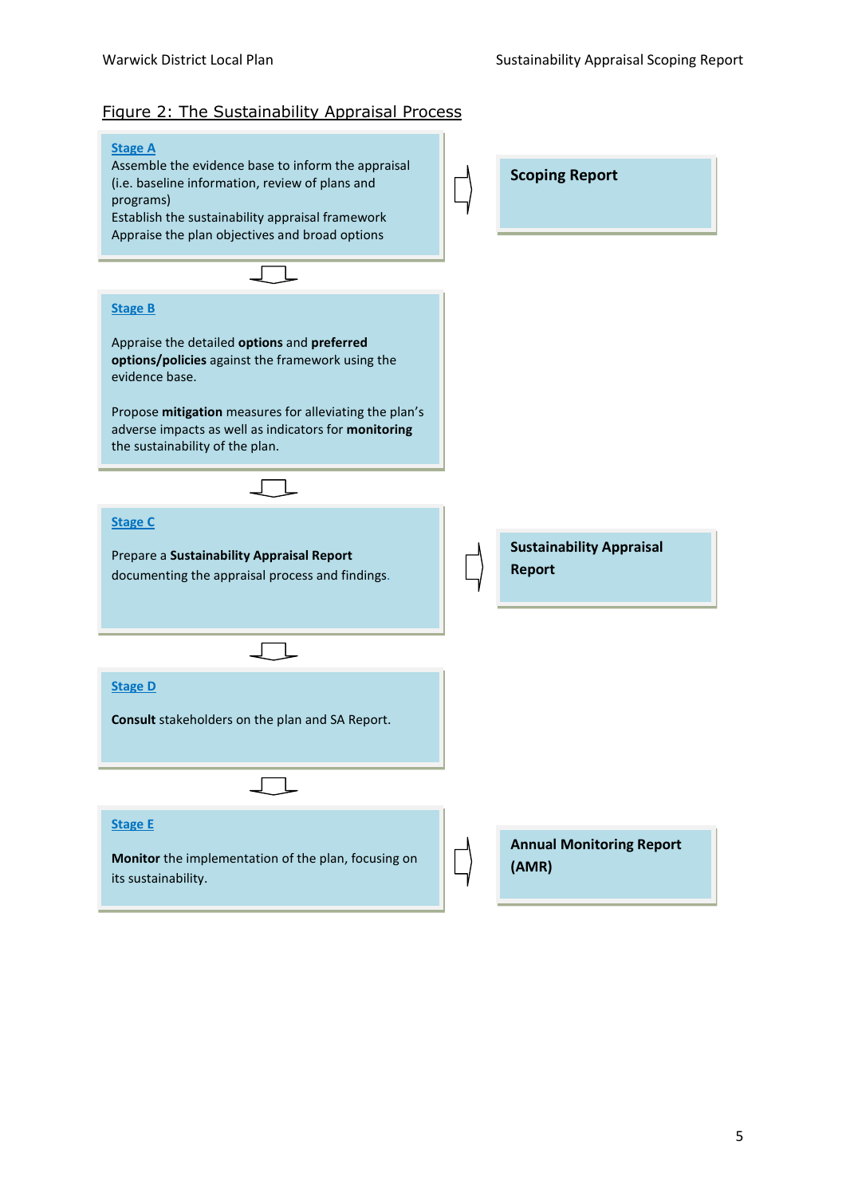Figure 2: The Sustainability Appraisal Process

**Stage A**

Assemble the evidence base to inform the appraisal (i.e. baseline information, review of plans and programs)
Establish the sustainability appraisal framework
Appraise the plan objectives and broad options

→ **Scoping Report**

**Stage B**

Appraise the detailed **options** and **preferred options/policies** against the framework using the evidence base.

Propose **mitigation** measures for alleviating the plan's adverse impacts as well as indicators for **monitoring** the sustainability of the plan.

**Stage C**

Prepare a **Sustainability Appraisal Report** documenting the appraisal process and findings.

→ **Sustainability Appraisal Report**

**Stage D**

**Consult** stakeholders on the plan and SA Report.

**Stage E**

**Monitor** the implementation of the plan, focusing on its sustainability.

→ **Annual Monitoring Report (AMR)**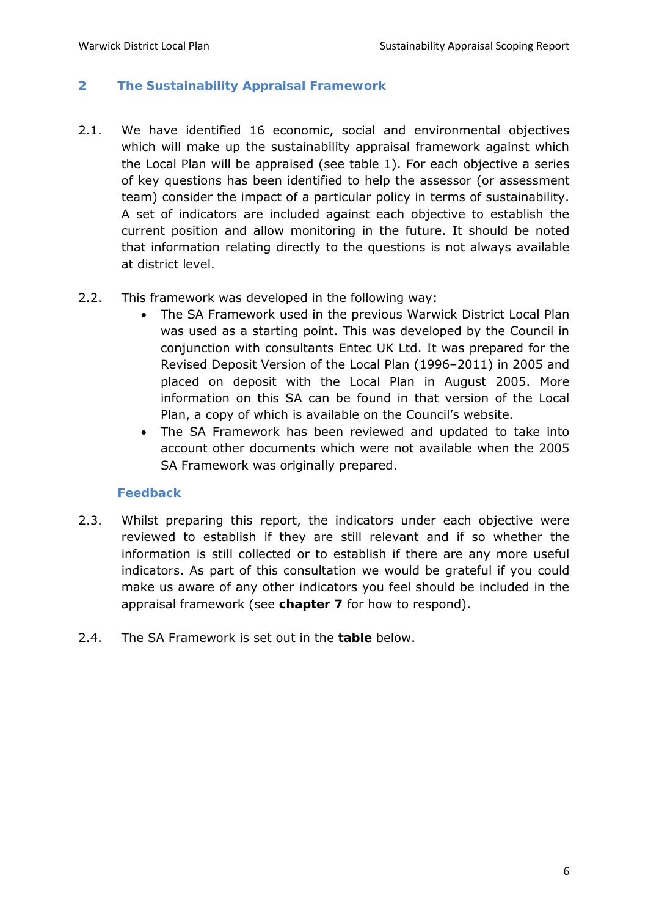## 2 The Sustainability Appraisal Framework

2.1. We have identified 16 economic, social and environmental objectives which will make up the sustainability appraisal framework against which the Local Plan will be appraised (see table 1). For each objective a series of key questions has been identified to help the assessor (or assessment team) consider the impact of a particular policy in terms of sustainability. A set of indicators are included against each objective to establish the current position and allow monitoring in the future. It should be noted that information relating directly to the questions is not always available at district level.

2.2. This framework was developed in the following way:

- The SA Framework used in the previous Warwick District Local Plan was used as a starting point. This was developed by the Council in conjunction with consultants Entec UK Ltd. It was prepared for the Revised Deposit Version of the Local Plan (1996–2011) in 2005 and placed on deposit with the Local Plan in August 2005. More information on this SA can be found in that version of the Local Plan, a copy of which is available on the Council's website.
- The SA Framework has been reviewed and updated to take into account other documents which were not available when the 2005 SA Framework was originally prepared.

### Feedback

2.3. Whilst preparing this report, the indicators under each objective were reviewed to establish if they are still relevant and if so whether the information is still collected or to establish if there are any more useful indicators. As part of this consultation we would be grateful if you could make us aware of any other indicators you feel should be included in the appraisal framework (see **chapter 7** for how to respond).

2.4. The SA Framework is set out in the **table** below.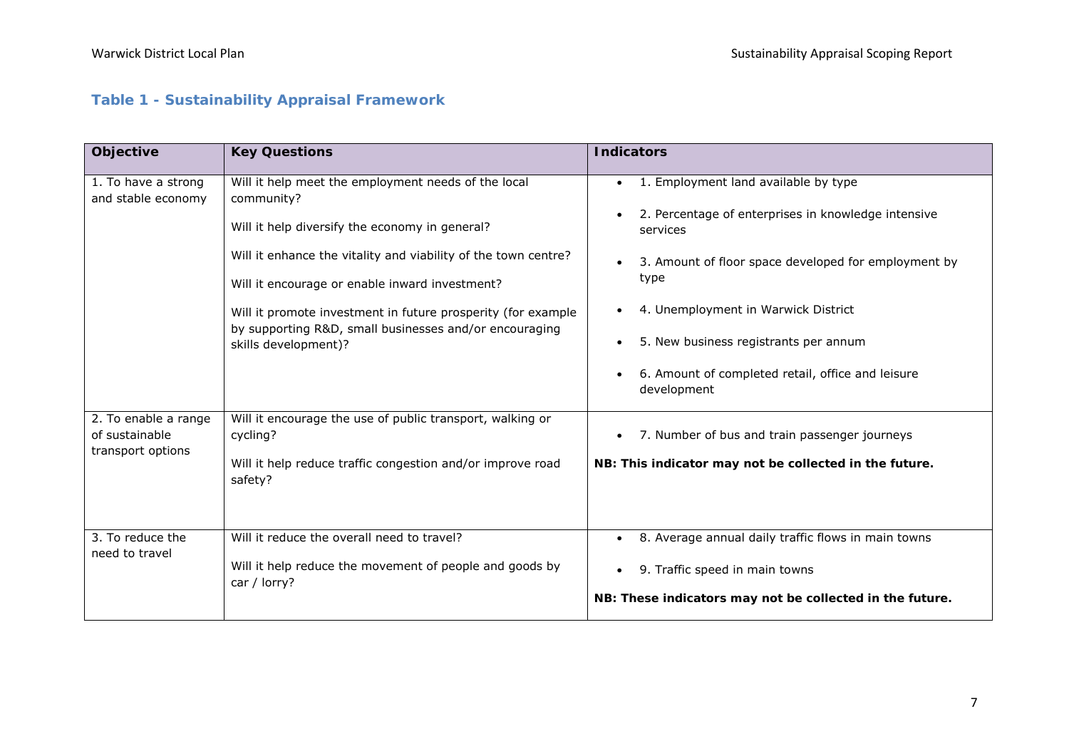### Table 1 - Sustainability Appraisal Framework

| Objective | Key Questions | Indicators |
|---|---|---|
| 1. To have a strong and stable economy | Will it help meet the employment needs of the local community?<br><br>Will it help diversify the economy in general?<br><br>Will it enhance the vitality and viability of the town centre?<br><br>Will it encourage or enable inward investment?<br><br>Will it promote investment in future prosperity (for example by supporting R&D, small businesses and/or encouraging skills development)? | • 1. Employment land available by type<br>• 2. Percentage of enterprises in knowledge intensive services<br>• 3. Amount of floor space developed for employment by type<br>• 4. Unemployment in Warwick District<br>• 5. New business registrants per annum<br>• 6. Amount of completed retail, office and leisure development |
| 2. To enable a range of sustainable transport options | Will it encourage the use of public transport, walking or cycling?<br><br>Will it help reduce traffic congestion and/or improve road safety? | • 7. Number of bus and train passenger journeys<br><br>**NB: This indicator may not be collected in the future.** |
| 3. To reduce the need to travel | Will it reduce the overall need to travel?<br><br>Will it help reduce the movement of people and goods by car / lorry? | • 8. Average annual daily traffic flows in main towns<br>• 9. Traffic speed in main towns<br><br>**NB: These indicators may not be collected in the future.** |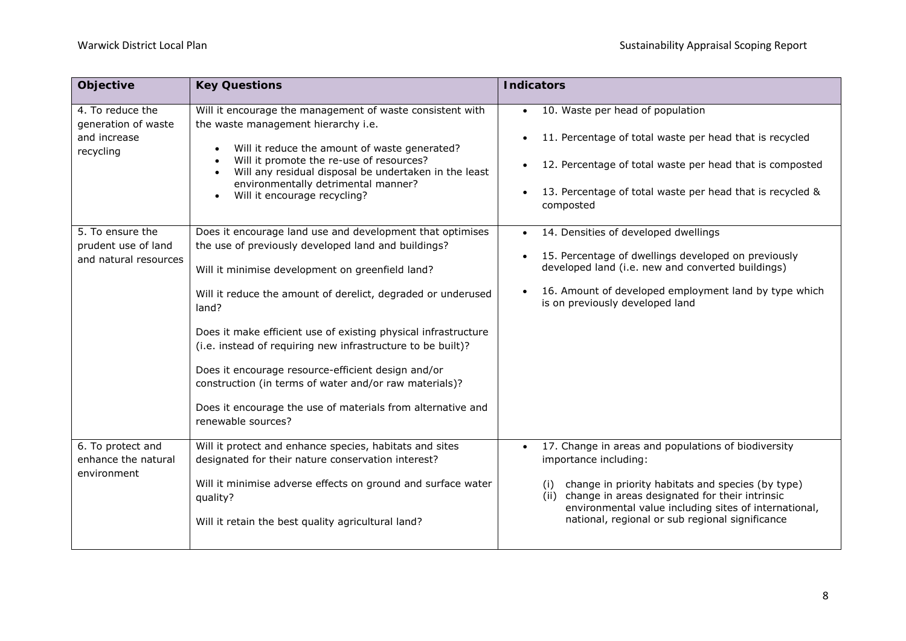| Objective | Key Questions | Indicators |
|---|---|---|
| 4. To reduce the generation of waste and increase recycling | Will it encourage the management of waste consistent with the waste management hierarchy i.e.<br>• Will it reduce the amount of waste generated?<br>• Will it promote the re-use of resources?<br>• Will any residual disposal be undertaken in the least environmentally detrimental manner?<br>• Will it encourage recycling? | • 10. Waste per head of population<br>• 11. Percentage of total waste per head that is recycled<br>• 12. Percentage of total waste per head that is composted<br>• 13. Percentage of total waste per head that is recycled & composted |
| 5. To ensure the prudent use of land and natural resources | Does it encourage land use and development that optimises the use of previously developed land and buildings?<br><br>Will it minimise development on greenfield land?<br><br>Will it reduce the amount of derelict, degraded or underused land?<br><br>Does it make efficient use of existing physical infrastructure (i.e. instead of requiring new infrastructure to be built)?<br><br>Does it encourage resource-efficient design and/or construction (in terms of water and/or raw materials)?<br><br>Does it encourage the use of materials from alternative and renewable sources? | • 14. Densities of developed dwellings<br>• 15. Percentage of dwellings developed on previously developed land (i.e. new and converted buildings)<br>• 16. Amount of developed employment land by type which is on previously developed land |
| 6. To protect and enhance the natural environment | Will it protect and enhance species, habitats and sites designated for their nature conservation interest?<br><br>Will it minimise adverse effects on ground and surface water quality?<br><br>Will it retain the best quality agricultural land? | • 17. Change in areas and populations of biodiversity importance including:<br>(i) change in priority habitats and species (by type)<br>(ii) change in areas designated for their intrinsic environmental value including sites of international, national, regional or sub regional significance |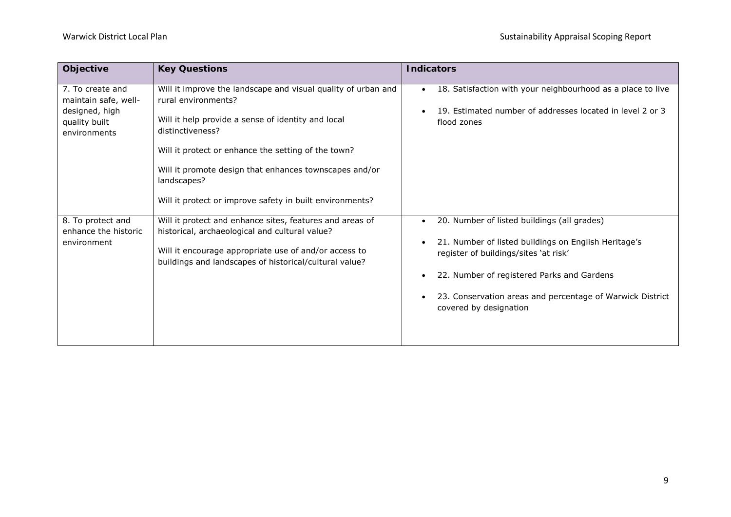| Objective | Key Questions | Indicators |
|---|---|---|
| 7. To create and maintain safe, well-designed, high quality built environments | Will it improve the landscape and visual quality of urban and rural environments?<br><br>Will it help provide a sense of identity and local distinctiveness?<br><br>Will it protect or enhance the setting of the town?<br><br>Will it promote design that enhances townscapes and/or landscapes?<br><br>Will it protect or improve safety in built environments? | • 18. Satisfaction with your neighbourhood as a place to live<br><br>• 19. Estimated number of addresses located in level 2 or 3 flood zones |
| 8. To protect and enhance the historic environment | Will it protect and enhance sites, features and areas of historical, archaeological and cultural value?<br><br>Will it encourage appropriate use of and/or access to buildings and landscapes of historical/cultural value? | • 20. Number of listed buildings (all grades)<br><br>• 21. Number of listed buildings on English Heritage's register of buildings/sites 'at risk'<br><br>• 22. Number of registered Parks and Gardens<br><br>• 23. Conservation areas and percentage of Warwick District covered by designation |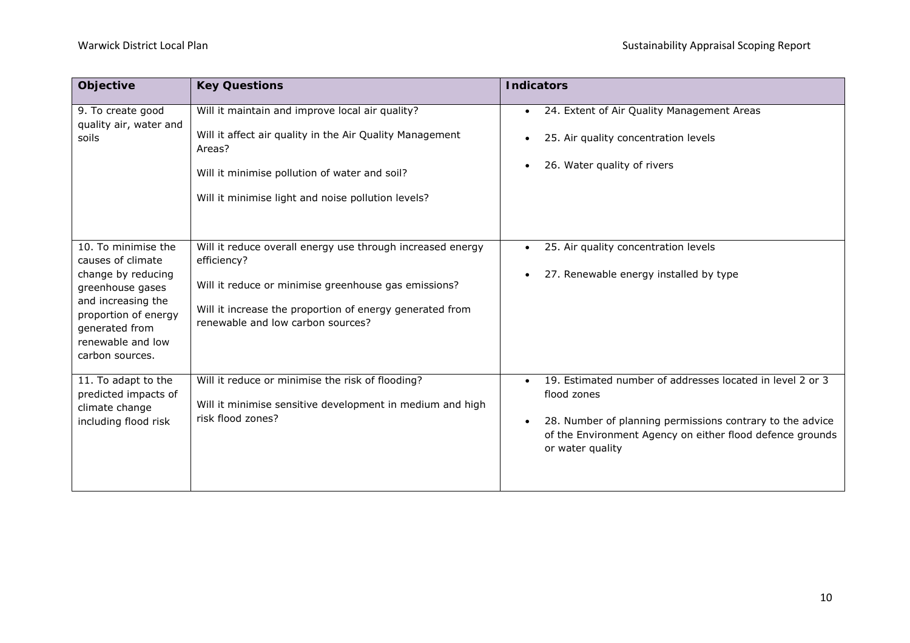| Objective | Key Questions | Indicators |
|---|---|---|
| 9. To create good quality air, water and soils | Will it maintain and improve local air quality?<br><br>Will it affect air quality in the Air Quality Management Areas?<br><br>Will it minimise pollution of water and soil?<br><br>Will it minimise light and noise pollution levels? | • 24. Extent of Air Quality Management Areas<br>• 25. Air quality concentration levels<br>• 26. Water quality of rivers |
| 10. To minimise the causes of climate change by reducing greenhouse gases and increasing the proportion of energy generated from renewable and low carbon sources. | Will it reduce overall energy use through increased energy efficiency?<br><br>Will it reduce or minimise greenhouse gas emissions?<br><br>Will it increase the proportion of energy generated from renewable and low carbon sources? | • 25. Air quality concentration levels<br>• 27. Renewable energy installed by type |
| 11. To adapt to the predicted impacts of climate change including flood risk | Will it reduce or minimise the risk of flooding?<br><br>Will it minimise sensitive development in medium and high risk flood zones? | • 19. Estimated number of addresses located in level 2 or 3 flood zones<br>• 28. Number of planning permissions contrary to the advice of the Environment Agency on either flood defence grounds or water quality |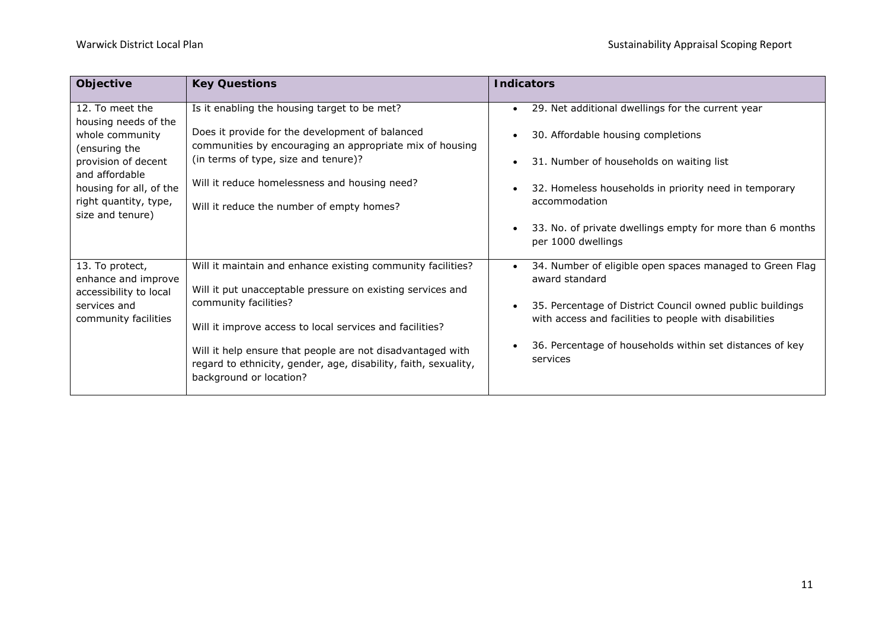| Objective | Key Questions | Indicators |
|---|---|---|
| 12. To meet the housing needs of the whole community (ensuring the provision of decent and affordable housing for all, of the right quantity, type, size and tenure) | Is it enabling the housing target to be met?<br><br>Does it provide for the development of balanced communities by encouraging an appropriate mix of housing (in terms of type, size and tenure)?<br><br>Will it reduce homelessness and housing need?<br><br>Will it reduce the number of empty homes? | • 29. Net additional dwellings for the current year<br><br>• 30. Affordable housing completions<br><br>• 31. Number of households on waiting list<br><br>• 32. Homeless households in priority need in temporary accommodation<br><br>• 33. No. of private dwellings empty for more than 6 months per 1000 dwellings |
| 13. To protect, enhance and improve accessibility to local services and community facilities | Will it maintain and enhance existing community facilities?<br><br>Will it put unacceptable pressure on existing services and community facilities?<br><br>Will it improve access to local services and facilities?<br><br>Will it help ensure that people are not disadvantaged with regard to ethnicity, gender, age, disability, faith, sexuality, background or location? | • 34. Number of eligible open spaces managed to Green Flag award standard<br><br>• 35. Percentage of District Council owned public buildings with access and facilities to people with disabilities<br><br>• 36. Percentage of households within set distances of key services |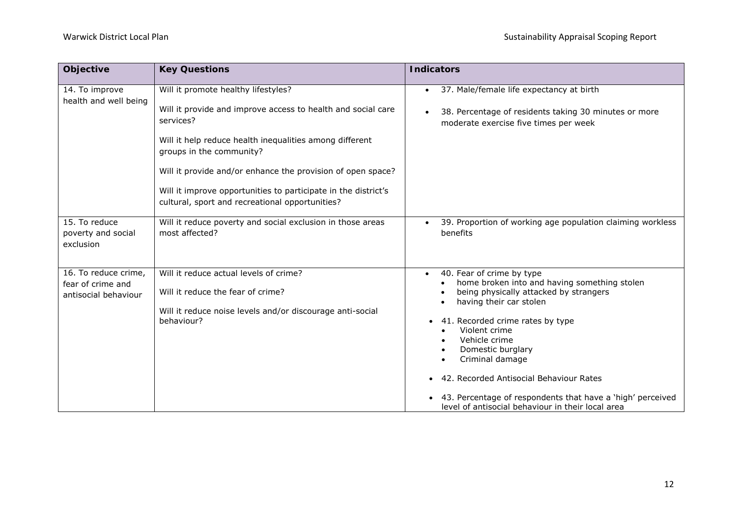| Objective | Key Questions | Indicators |
|---|---|---|
| 14. To improve health and well being | Will it promote healthy lifestyles?<br><br>Will it provide and improve access to health and social care services?<br><br>Will it help reduce health inequalities among different groups in the community?<br><br>Will it provide and/or enhance the provision of open space?<br><br>Will it improve opportunities to participate in the district's cultural, sport and recreational opportunities? | • 37. Male/female life expectancy at birth<br><br>• 38. Percentage of residents taking 30 minutes or more moderate exercise five times per week |
| 15. To reduce poverty and social exclusion | Will it reduce poverty and social exclusion in those areas most affected? | • 39. Proportion of working age population claiming workless benefits |
| 16. To reduce crime, fear of crime and antisocial behaviour | Will it reduce actual levels of crime?<br><br>Will it reduce the fear of crime?<br><br>Will it reduce noise levels and/or discourage anti-social behaviour? | • 40. Fear of crime by type<br>  • home broken into and having something stolen<br>  • being physically attacked by strangers<br>  • having their car stolen<br><br>• 41. Recorded crime rates by type<br>  • Violent crime<br>  • Vehicle crime<br>  • Domestic burglary<br>  • Criminal damage<br><br>• 42. Recorded Antisocial Behaviour Rates<br><br>• 43. Percentage of respondents that have a 'high' perceived level of antisocial behaviour in their local area |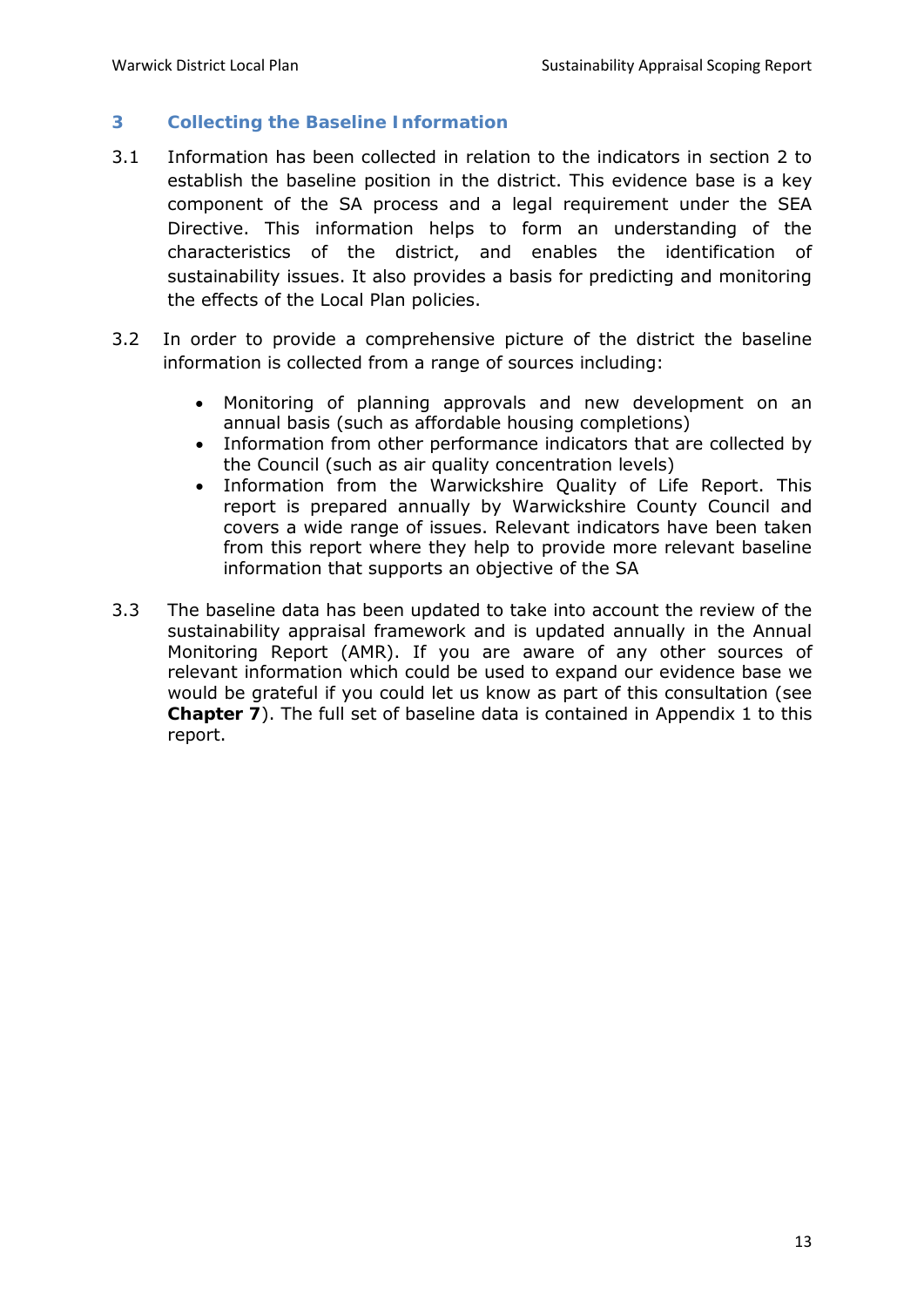## 3 Collecting the Baseline Information

3.1 Information has been collected in relation to the indicators in section 2 to establish the baseline position in the district. This evidence base is a key component of the SA process and a legal requirement under the SEA Directive. This information helps to form an understanding of the characteristics of the district, and enables the identification of sustainability issues. It also provides a basis for predicting and monitoring the effects of the Local Plan policies.

3.2 In order to provide a comprehensive picture of the district the baseline information is collected from a range of sources including:

- Monitoring of planning approvals and new development on an annual basis (such as affordable housing completions)
- Information from other performance indicators that are collected by the Council (such as air quality concentration levels)
- Information from the Warwickshire Quality of Life Report. This report is prepared annually by Warwickshire County Council and covers a wide range of issues. Relevant indicators have been taken from this report where they help to provide more relevant baseline information that supports an objective of the SA

3.3 The baseline data has been updated to take into account the review of the sustainability appraisal framework and is updated annually in the Annual Monitoring Report (AMR). If you are aware of any other sources of relevant information which could be used to expand our evidence base we would be grateful if you could let us know as part of this consultation (see **Chapter 7**). The full set of baseline data is contained in Appendix 1 to this report.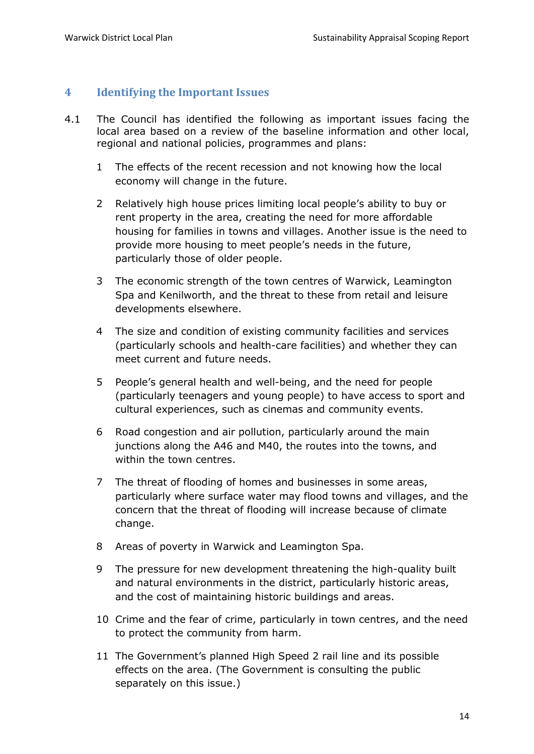## 4 Identifying the Important Issues

4.1 The Council has identified the following as important issues facing the local area based on a review of the baseline information and other local, regional and national policies, programmes and plans:

1. The effects of the recent recession and not knowing how the local economy will change in the future.
2. Relatively high house prices limiting local people's ability to buy or rent property in the area, creating the need for more affordable housing for families in towns and villages. Another issue is the need to provide more housing to meet people's needs in the future, particularly those of older people.
3. The economic strength of the town centres of Warwick, Leamington Spa and Kenilworth, and the threat to these from retail and leisure developments elsewhere.
4. The size and condition of existing community facilities and services (particularly schools and health-care facilities) and whether they can meet current and future needs.
5. People's general health and well-being, and the need for people (particularly teenagers and young people) to have access to sport and cultural experiences, such as cinemas and community events.
6. Road congestion and air pollution, particularly around the main junctions along the A46 and M40, the routes into the towns, and within the town centres.
7. The threat of flooding of homes and businesses in some areas, particularly where surface water may flood towns and villages, and the concern that the threat of flooding will increase because of climate change.
8. Areas of poverty in Warwick and Leamington Spa.
9. The pressure for new development threatening the high-quality built and natural environments in the district, particularly historic areas, and the cost of maintaining historic buildings and areas.
10. Crime and the fear of crime, particularly in town centres, and the need to protect the community from harm.
11. The Government's planned High Speed 2 rail line and its possible effects on the area. (The Government is consulting the public separately on this issue.)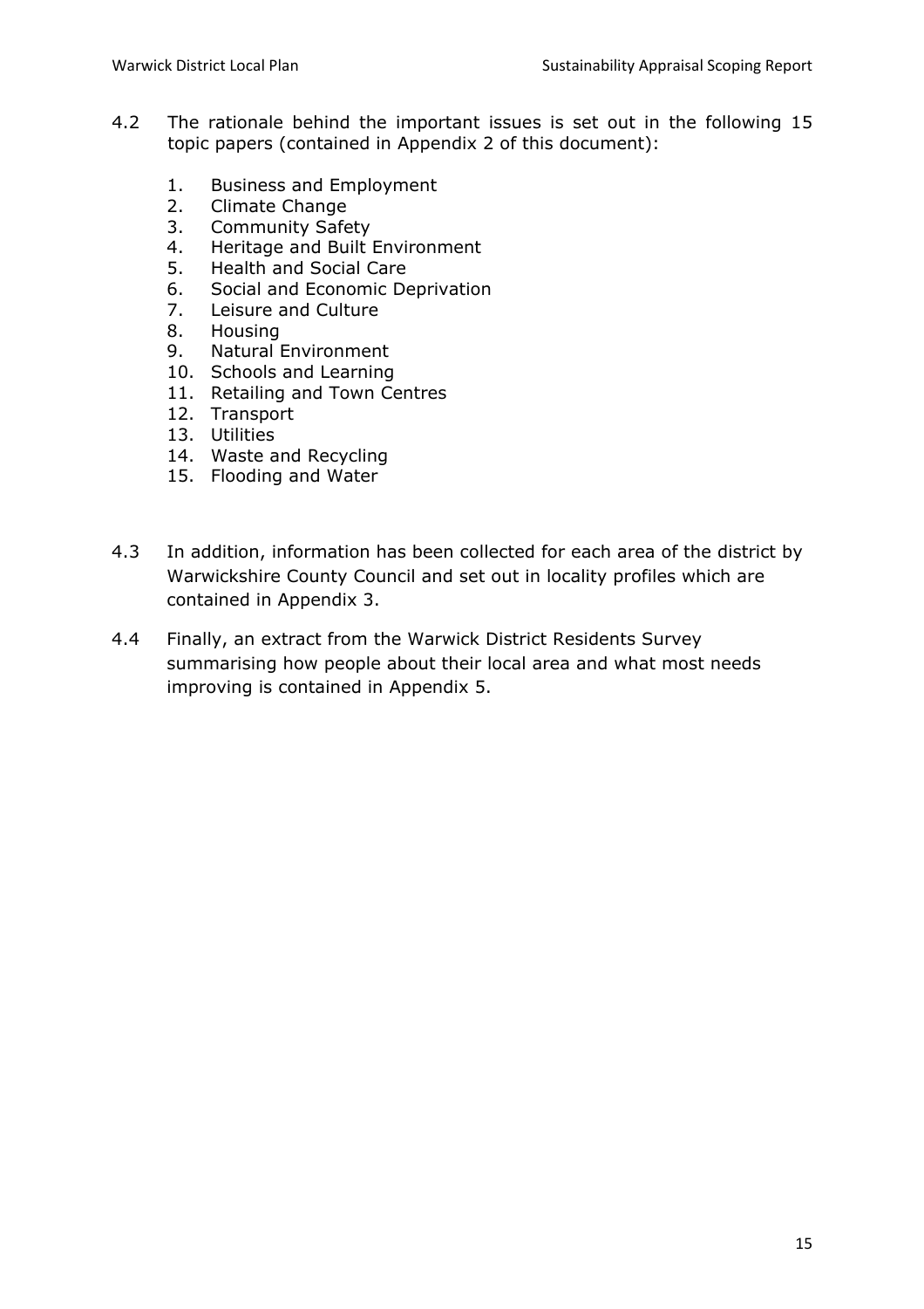4.2 The rationale behind the important issues is set out in the following 15 topic papers (contained in Appendix 2 of this document):

1. Business and Employment
2. Climate Change
3. Community Safety
4. Heritage and Built Environment
5. Health and Social Care
6. Social and Economic Deprivation
7. Leisure and Culture
8. Housing
9. Natural Environment
10. Schools and Learning
11. Retailing and Town Centres
12. Transport
13. Utilities
14. Waste and Recycling
15. Flooding and Water

4.3 In addition, information has been collected for each area of the district by Warwickshire County Council and set out in locality profiles which are contained in Appendix 3.

4.4 Finally, an extract from the Warwick District Residents Survey summarising how people about their local area and what most needs improving is contained in Appendix 5.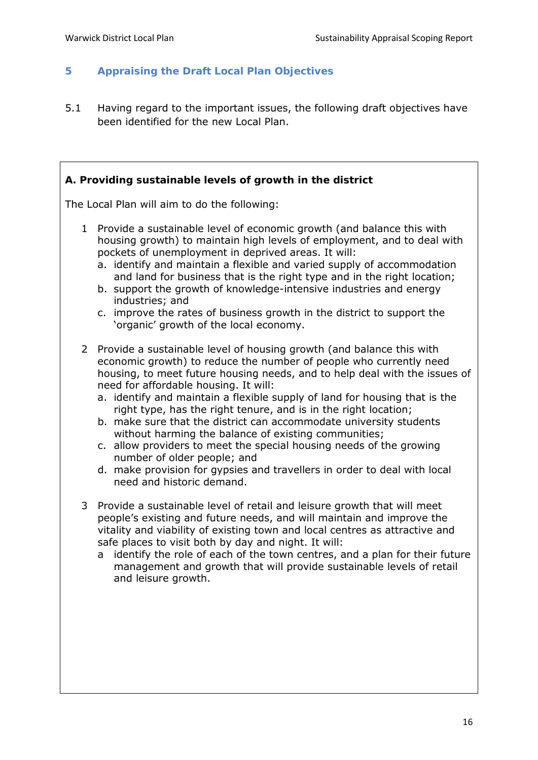## 5 Appraising the Draft Local Plan Objectives

5.1 Having regard to the important issues, the following draft objectives have been identified for the new Local Plan.

**A. Providing sustainable levels of growth in the district**

The Local Plan will aim to do the following:

1. Provide a sustainable level of economic growth (and balance this with housing growth) to maintain high levels of employment, and to deal with pockets of unemployment in deprived areas. It will:
   a. identify and maintain a flexible and varied supply of accommodation and land for business that is the right type and in the right location;
   b. support the growth of knowledge-intensive industries and energy industries; and
   c. improve the rates of business growth in the district to support the 'organic' growth of the local economy.

2. Provide a sustainable level of housing growth (and balance this with economic growth) to reduce the number of people who currently need housing, to meet future housing needs, and to help deal with the issues of need for affordable housing. It will:
   a. identify and maintain a flexible supply of land for housing that is the right type, has the right tenure, and is in the right location;
   b. make sure that the district can accommodate university students without harming the balance of existing communities;
   c. allow providers to meet the special housing needs of the growing number of older people; and
   d. make provision for gypsies and travellers in order to deal with local need and historic demand.

3. Provide a sustainable level of retail and leisure growth that will meet people's existing and future needs, and will maintain and improve the vitality and viability of existing town and local centres as attractive and safe places to visit both by day and night. It will:
   a identify the role of each of the town centres, and a plan for their future management and growth that will provide sustainable levels of retail and leisure growth.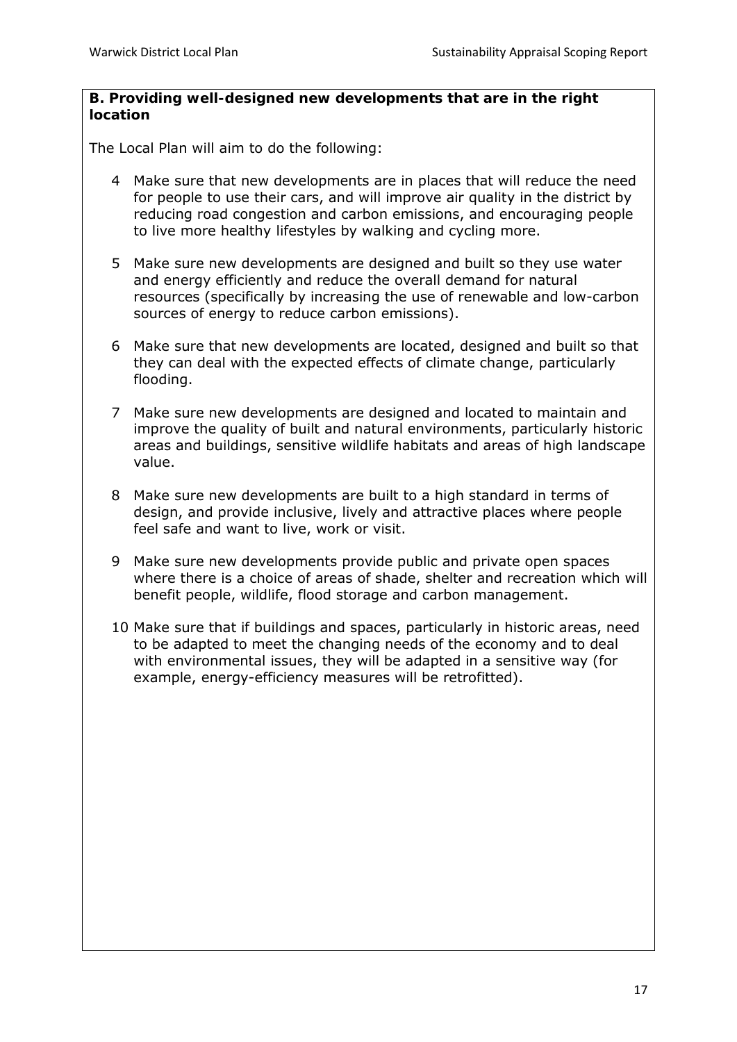**B. Providing well-designed new developments that are in the right location**

The Local Plan will aim to do the following:

4. Make sure that new developments are in places that will reduce the need for people to use their cars, and will improve air quality in the district by reducing road congestion and carbon emissions, and encouraging people to live more healthy lifestyles by walking and cycling more.

5. Make sure new developments are designed and built so they use water and energy efficiently and reduce the overall demand for natural resources (specifically by increasing the use of renewable and low-carbon sources of energy to reduce carbon emissions).

6. Make sure that new developments are located, designed and built so that they can deal with the expected effects of climate change, particularly flooding.

7. Make sure new developments are designed and located to maintain and improve the quality of built and natural environments, particularly historic areas and buildings, sensitive wildlife habitats and areas of high landscape value.

8. Make sure new developments are built to a high standard in terms of design, and provide inclusive, lively and attractive places where people feel safe and want to live, work or visit.

9. Make sure new developments provide public and private open spaces where there is a choice of areas of shade, shelter and recreation which will benefit people, wildlife, flood storage and carbon management.

10. Make sure that if buildings and spaces, particularly in historic areas, need to be adapted to meet the changing needs of the economy and to deal with environmental issues, they will be adapted in a sensitive way (for example, energy-efficiency measures will be retrofitted).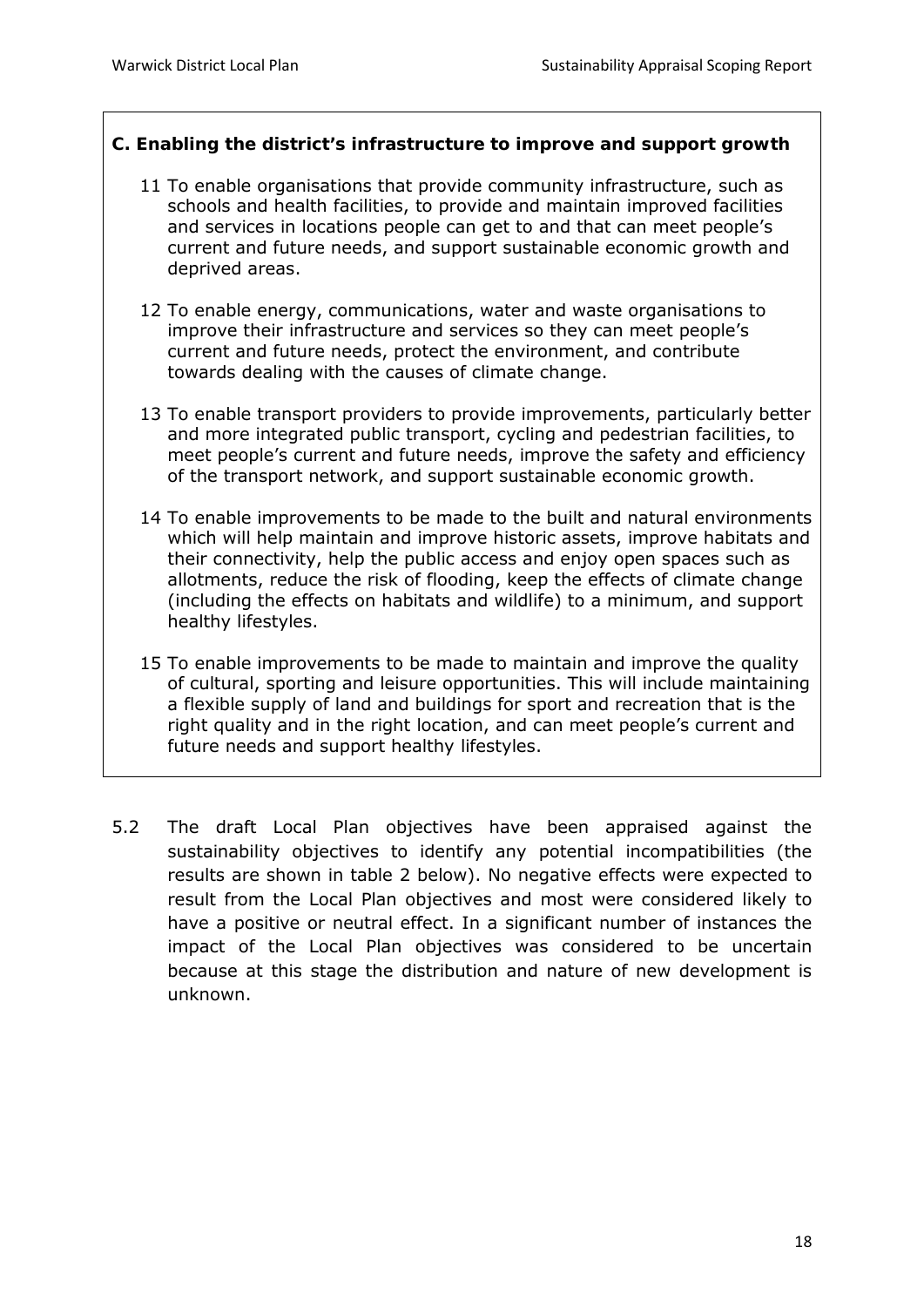**C. Enabling the district's infrastructure to improve and support growth**

11 To enable organisations that provide community infrastructure, such as schools and health facilities, to provide and maintain improved facilities and services in locations people can get to and that can meet people's current and future needs, and support sustainable economic growth and deprived areas.

12 To enable energy, communications, water and waste organisations to improve their infrastructure and services so they can meet people's current and future needs, protect the environment, and contribute towards dealing with the causes of climate change.

13 To enable transport providers to provide improvements, particularly better and more integrated public transport, cycling and pedestrian facilities, to meet people's current and future needs, improve the safety and efficiency of the transport network, and support sustainable economic growth.

14 To enable improvements to be made to the built and natural environments which will help maintain and improve historic assets, improve habitats and their connectivity, help the public access and enjoy open spaces such as allotments, reduce the risk of flooding, keep the effects of climate change (including the effects on habitats and wildlife) to a minimum, and support healthy lifestyles.

15 To enable improvements to be made to maintain and improve the quality of cultural, sporting and leisure opportunities. This will include maintaining a flexible supply of land and buildings for sport and recreation that is the right quality and in the right location, and can meet people's current and future needs and support healthy lifestyles.

5.2 The draft Local Plan objectives have been appraised against the sustainability objectives to identify any potential incompatibilities (the results are shown in table 2 below). No negative effects were expected to result from the Local Plan objectives and most were considered likely to have a positive or neutral effect. In a significant number of instances the impact of the Local Plan objectives was considered to be uncertain because at this stage the distribution and nature of new development is unknown.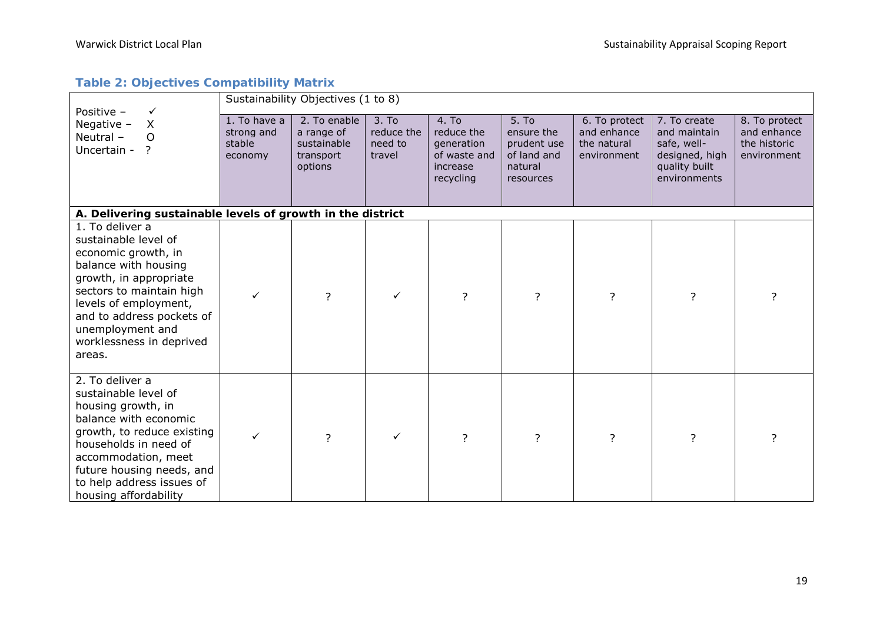**Table 2: Objectives Compatibility Matrix**

| Positive – ✓<br>Negative – X<br>Neutral – O<br>Uncertain - ? | Sustainability Objectives (1 to 8) | | | | | | | |
|---|---|---|---|---|---|---|---|---|
| | 1. To have a strong and stable economy | 2. To enable a range of sustainable transport options | 3. To reduce the need to travel | 4. To reduce the generation of waste and increase recycling | 5. To ensure the prudent use of land and natural resources | 6. To protect and enhance the natural environment | 7. To create and maintain safe, well-designed, high quality built environments | 8. To protect and enhance the historic environment |
| **A. Delivering sustainable levels of growth in the district** | | | | | | | | |
| 1. To deliver a sustainable level of economic growth, in balance with housing growth, in appropriate sectors to maintain high levels of employment, and to address pockets of unemployment and worklessness in deprived areas. | ✓ | ? | ✓ | ? | ? | ? | ? | ? |
| 2. To deliver a sustainable level of housing growth, in balance with economic growth, to reduce existing households in need of accommodation, meet future housing needs, and to help address issues of housing affordability | ✓ | ? | ✓ | ? | ? | ? | ? | ? |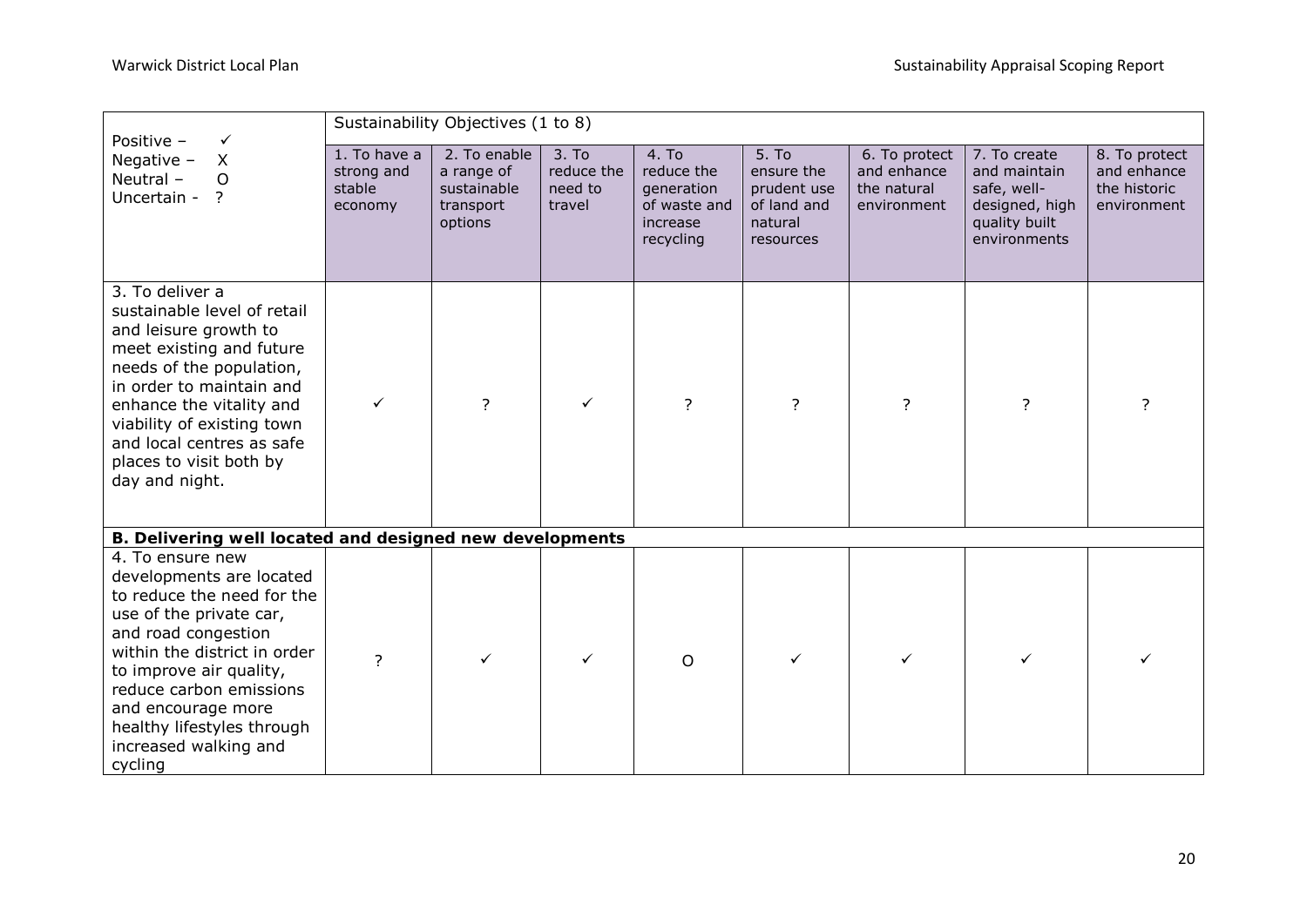| Positive – ✓<br>Negative – X<br>Neutral – O<br>Uncertain - ? | Sustainability Objectives (1 to 8) | | | | | | | |
|---|---|---|---|---|---|---|---|---|
| | 1. To have a strong and stable economy | 2. To enable a range of sustainable transport options | 3. To reduce the need to travel | 4. To reduce the generation of waste and increase recycling | 5. To ensure the prudent use of land and natural resources | 6. To protect and enhance the natural environment | 7. To create and maintain safe, well-designed, high quality built environments | 8. To protect and enhance the historic environment |
| 3. To deliver a sustainable level of retail and leisure growth to meet existing and future needs of the population, in order to maintain and enhance the vitality and viability of existing town and local centres as safe places to visit both by day and night. | ✓ | ? | ✓ | ? | ? | ? | ? | ? |
| **B. Delivering well located and designed new developments** | | | | | | | | |
| 4. To ensure new developments are located to reduce the need for the use of the private car, and road congestion within the district in order to improve air quality, reduce carbon emissions and encourage more healthy lifestyles through increased walking and cycling | ? | ✓ | ✓ | O | ✓ | ✓ | ✓ | ✓ |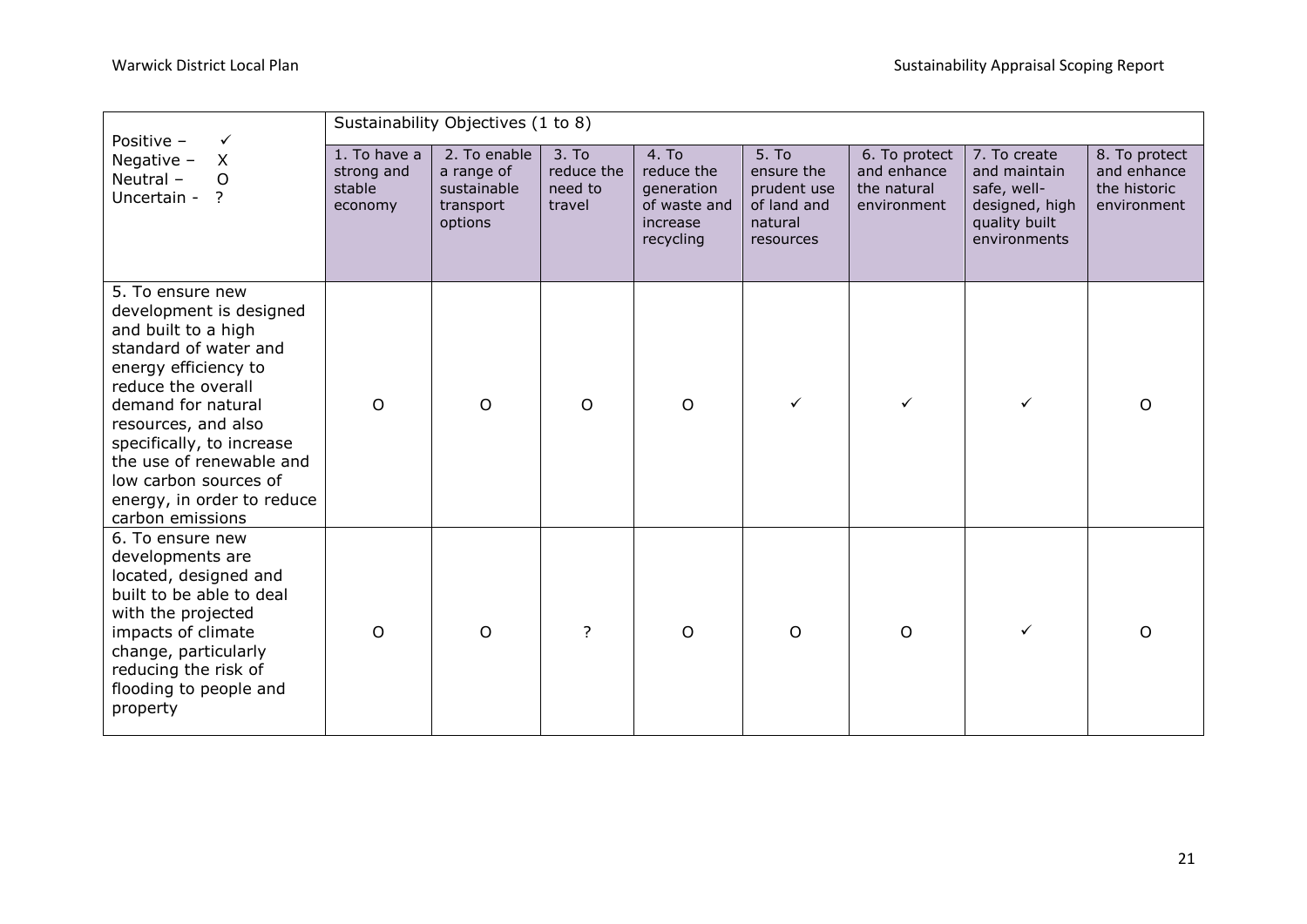| Positive – ✓<br>Negative – X<br>Neutral – O<br>Uncertain - ? | Sustainability Objectives (1 to 8) | | | | | | | |
|---|---|---|---|---|---|---|---|---|
| | 1. To have a strong and stable economy | 2. To enable a range of sustainable transport options | 3. To reduce the need to travel | 4. To reduce the generation of waste and increase recycling | 5. To ensure the prudent use of land and natural resources | 6. To protect and enhance the natural environment | 7. To create and maintain safe, well-designed, high quality built environments | 8. To protect and enhance the historic environment |
| 5. To ensure new development is designed and built to a high standard of water and energy efficiency to reduce the overall demand for natural resources, and also specifically, to increase the use of renewable and low carbon sources of energy, in order to reduce carbon emissions | O | O | O | O | ✓ | ✓ | ✓ | O |
| 6. To ensure new developments are located, designed and built to be able to deal with the projected impacts of climate change, particularly reducing the risk of flooding to people and property | O | O | ? | O | O | O | ✓ | O |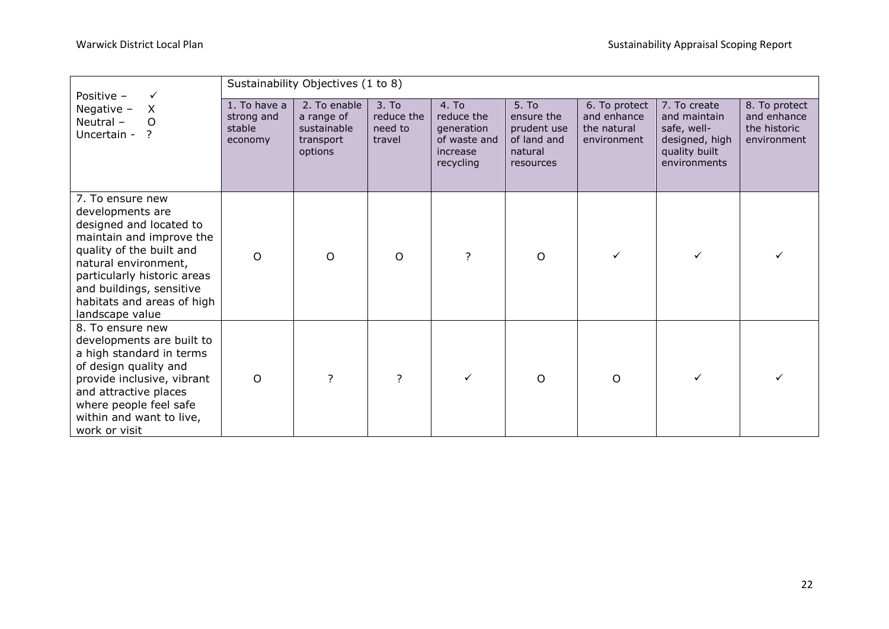| Positive – ✓<br>Negative – X<br>Neutral – O<br>Uncertain - ? | Sustainability Objectives (1 to 8) | | | | | | | |
|---|---|---|---|---|---|---|---|---|
| | 1. To have a strong and stable economy | 2. To enable a range of sustainable transport options | 3. To reduce the need to travel | 4. To reduce the generation of waste and increase recycling | 5. To ensure the prudent use of land and natural resources | 6. To protect and enhance the natural environment | 7. To create and maintain safe, well-designed, high quality built environments | 8. To protect and enhance the historic environment |
| 7. To ensure new developments are designed and located to maintain and improve the quality of the built and natural environment, particularly historic areas and buildings, sensitive habitats and areas of high landscape value | O | O | O | ? | O | ✓ | ✓ | ✓ |
| 8. To ensure new developments are built to a high standard in terms of design quality and provide inclusive, vibrant and attractive places where people feel safe within and want to live, work or visit | O | ? | ? | ✓ | O | O | ✓ | ✓ |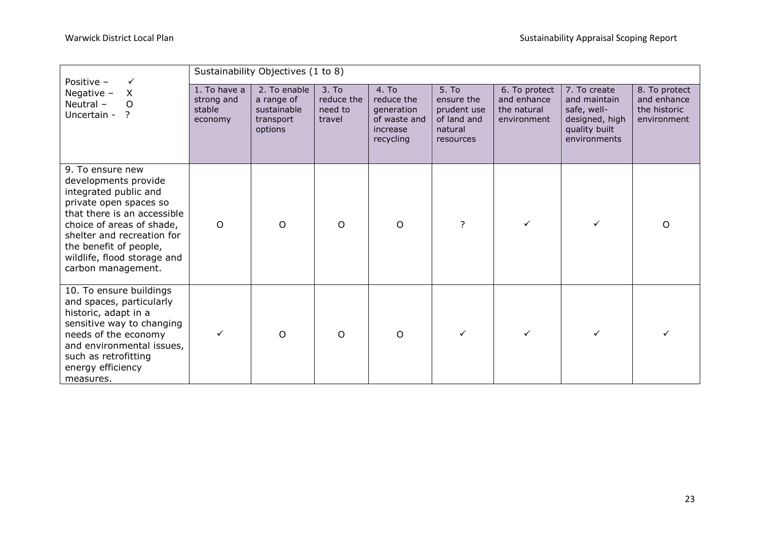| Positive – ✓<br>Negative – X<br>Neutral – O<br>Uncertain - ? | Sustainability Objectives (1 to 8) | | | | | | | |
|---|---|---|---|---|---|---|---|---|
| | 1. To have a strong and stable economy | 2. To enable a range of sustainable transport options | 3. To reduce the need to travel | 4. To reduce the generation of waste and increase recycling | 5. To ensure the prudent use of land and natural resources | 6. To protect and enhance the natural environment | 7. To create and maintain safe, well-designed, high quality built environments | 8. To protect and enhance the historic environment |
| 9. To ensure new developments provide integrated public and private open spaces so that there is an accessible choice of areas of shade, shelter and recreation for the benefit of people, wildlife, flood storage and carbon management. | O | O | O | O | ? | ✓ | ✓ | O |
| 10. To ensure buildings and spaces, particularly historic, adapt in a sensitive way to changing needs of the economy and environmental issues, such as retrofitting energy efficiency measures. | ✓ | O | O | O | ✓ | ✓ | ✓ | ✓ |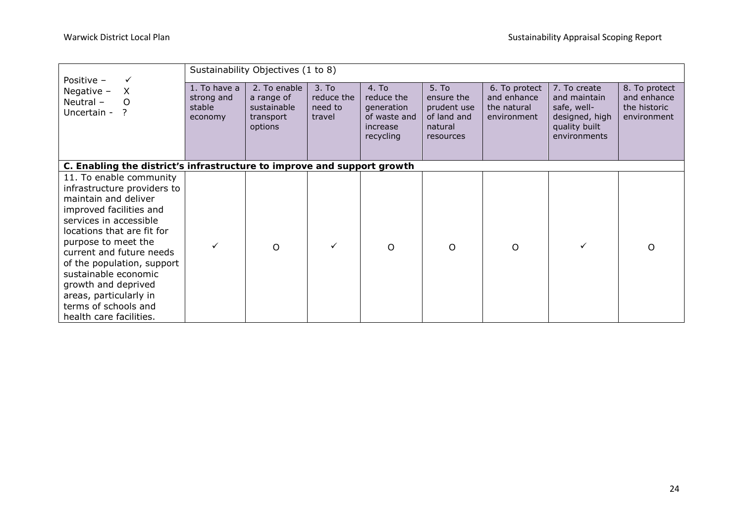| Positive – ✓<br>Negative – X<br>Neutral – O<br>Uncertain - ? | Sustainability Objectives (1 to 8) | | | | | | | |
|---|---|---|---|---|---|---|---|---|
| | 1. To have a strong and stable economy | 2. To enable a range of sustainable transport options | 3. To reduce the need to travel | 4. To reduce the generation of waste and increase recycling | 5. To ensure the prudent use of land and natural resources | 6. To protect and enhance the natural environment | 7. To create and maintain safe, well-designed, high quality built environments | 8. To protect and enhance the historic environment |
| **C. Enabling the district's infrastructure to improve and support growth** | | | | | | | | |
| 11. To enable community infrastructure providers to maintain and deliver improved facilities and services in accessible locations that are fit for purpose to meet the current and future needs of the population, support sustainable economic growth and deprived areas, particularly in terms of schools and health care facilities. | ✓ | O | ✓ | O | O | O | ✓ | O |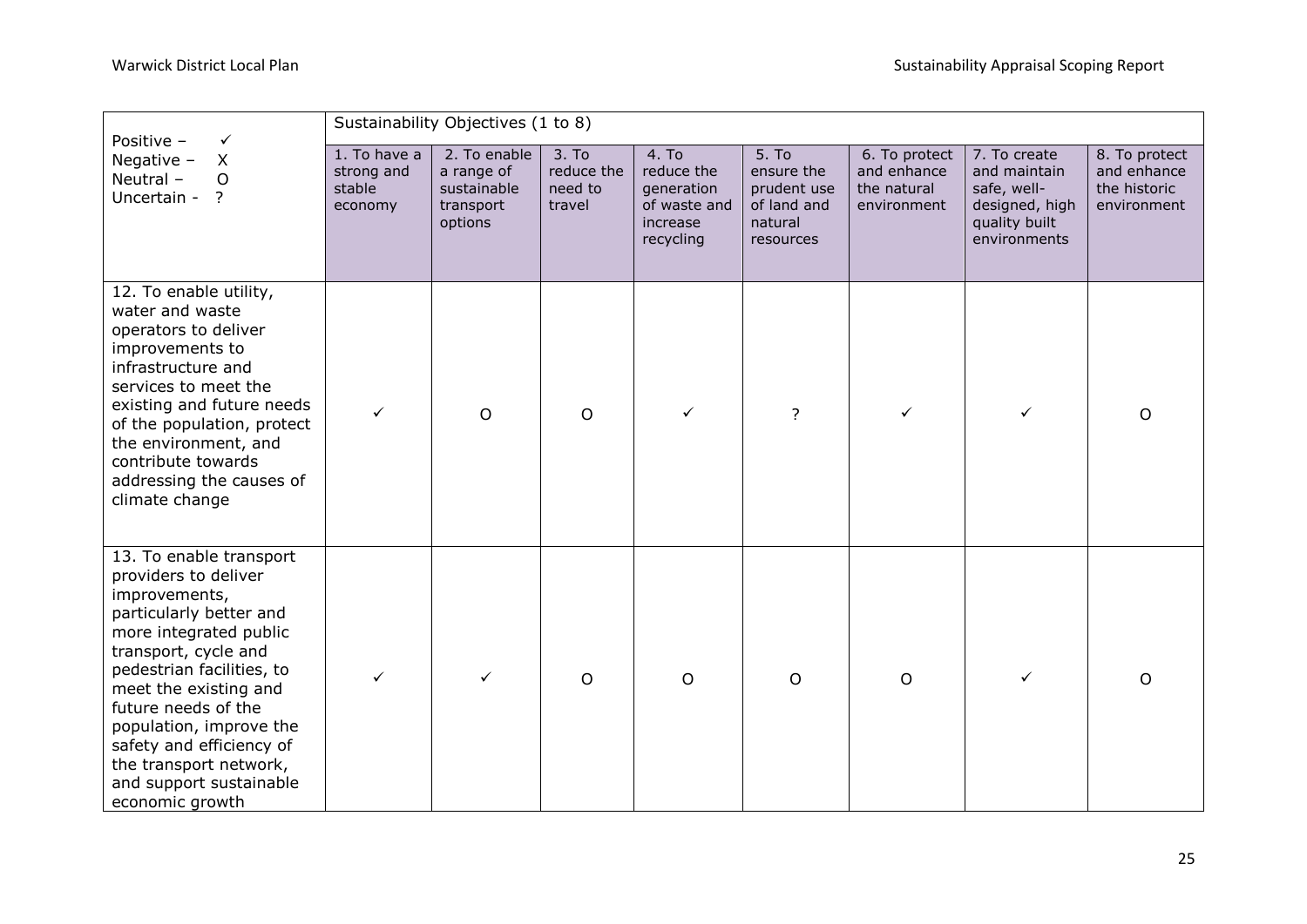| Positive – ✓<br>Negative – X<br>Neutral – O<br>Uncertain - ? | Sustainability Objectives (1 to 8) | | | | | | | |
|---|---|---|---|---|---|---|---|---|
| | 1. To have a strong and stable economy | 2. To enable a range of sustainable transport options | 3. To reduce the need to travel | 4. To reduce the generation of waste and increase recycling | 5. To ensure the prudent use of land and natural resources | 6. To protect and enhance the natural environment | 7. To create and maintain safe, well-designed, high quality built environments | 8. To protect and enhance the historic environment |
| 12. To enable utility, water and waste operators to deliver improvements to infrastructure and services to meet the existing and future needs of the population, protect the environment, and contribute towards addressing the causes of climate change | ✓ | O | O | ✓ | ? | ✓ | ✓ | O |
| 13. To enable transport providers to deliver improvements, particularly better and more integrated public transport, cycle and pedestrian facilities, to meet the existing and future needs of the population, improve the safety and efficiency of the transport network, and support sustainable economic growth | ✓ | ✓ | O | O | O | O | ✓ | O |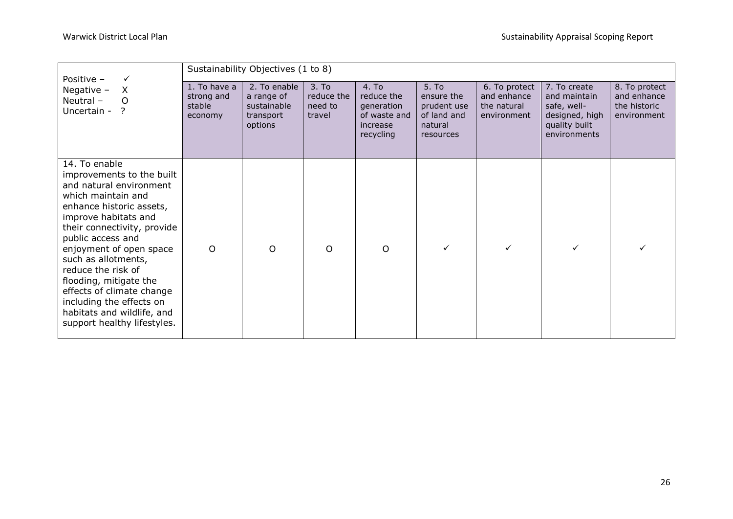| Positive – ✓<br>Negative – X<br>Neutral – O<br>Uncertain - ? | Sustainability Objectives (1 to 8) | | | | | | | |
|---|---|---|---|---|---|---|---|---|
| | 1. To have a strong and stable economy | 2. To enable a range of sustainable transport options | 3. To reduce the need to travel | 4. To reduce the generation of waste and increase recycling | 5. To ensure the prudent use of land and natural resources | 6. To protect and enhance the natural environment | 7. To create and maintain safe, well-designed, high quality built environments | 8. To protect and enhance the historic environment |
| 14. To enable improvements to the built and natural environment which maintain and enhance historic assets, improve habitats and their connectivity, provide public access and enjoyment of open space such as allotments, reduce the risk of flooding, mitigate the effects of climate change including the effects on habitats and wildlife, and support healthy lifestyles. | O | O | O | O | ✓ | ✓ | ✓ | ✓ |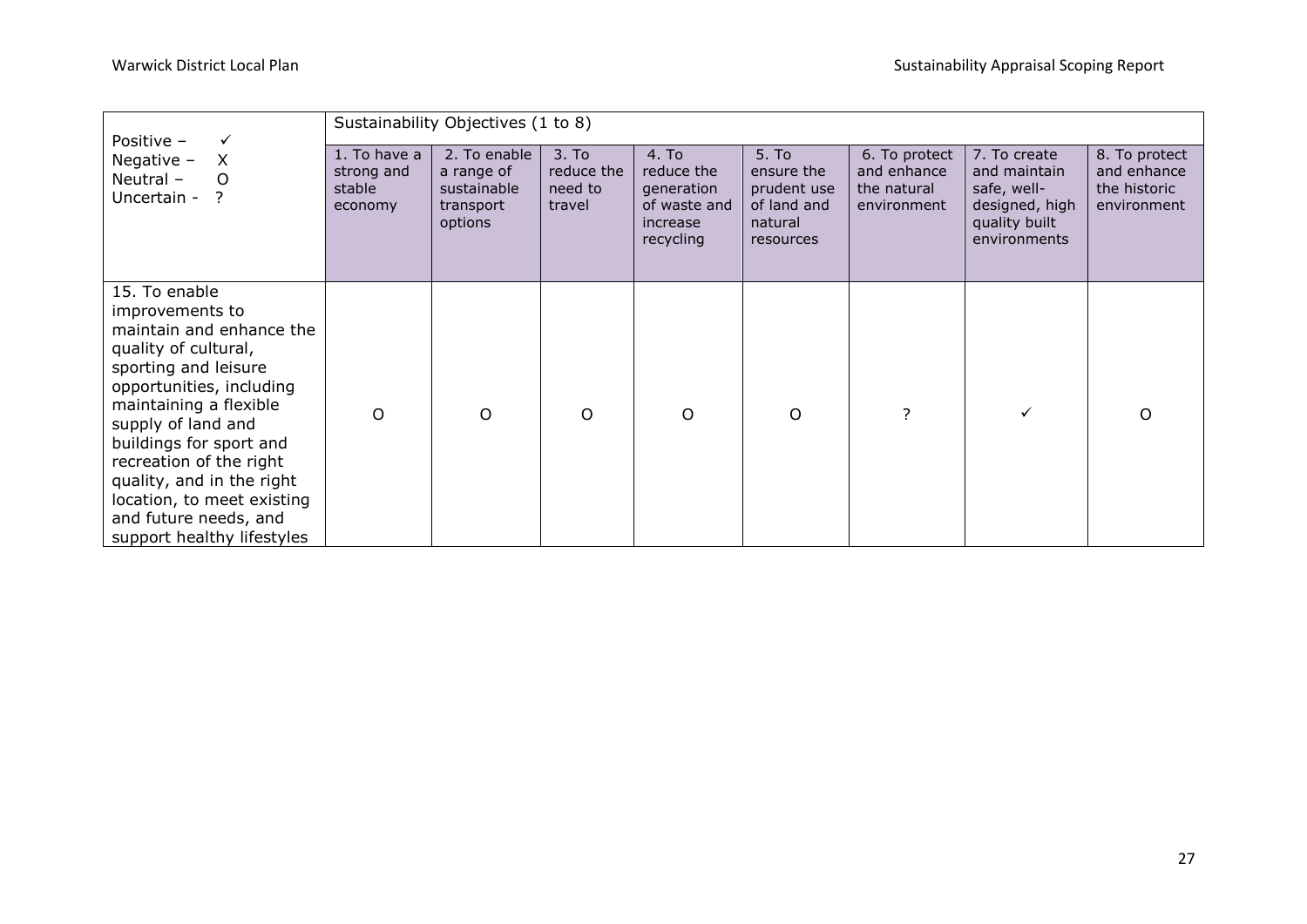| Positive – ✓<br>Negative – X<br>Neutral – O<br>Uncertain - ? | Sustainability Objectives (1 to 8) | | | | | | | |
|---|---|---|---|---|---|---|---|---|
| | 1. To have a strong and stable economy | 2. To enable a range of sustainable transport options | 3. To reduce the need to travel | 4. To reduce the generation of waste and increase recycling | 5. To ensure the prudent use of land and natural resources | 6. To protect and enhance the natural environment | 7. To create and maintain safe, well-designed, high quality built environments | 8. To protect and enhance the historic environment |
| 15. To enable improvements to maintain and enhance the quality of cultural, sporting and leisure opportunities, including maintaining a flexible supply of land and buildings for sport and recreation of the right quality, and in the right location, to meet existing and future needs, and support healthy lifestyles | O | O | O | O | O | ? | ✓ | O |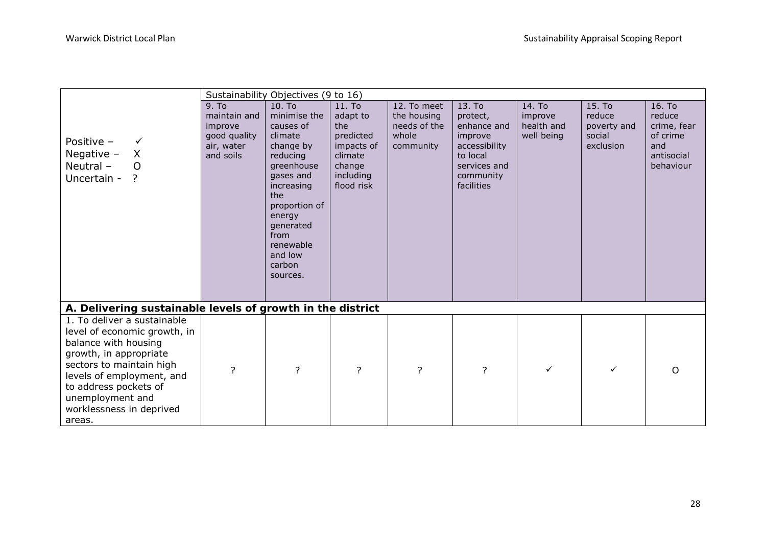| Positive – ✓<br>Negative – X<br>Neutral – O<br>Uncertain - ? | Sustainability Objectives (9 to 16) | | | | | | | |
|---|---|---|---|---|---|---|---|---|
| | 9. To maintain and improve good quality air, water and soils | 10. To minimise the causes of climate change by reducing greenhouse gases and increasing the proportion of energy generated from renewable and low carbon sources. | 11. To adapt to the predicted impacts of climate change including flood risk | 12. To meet the housing needs of the whole community | 13. To protect, enhance and improve accessibility to local services and community facilities | 14. To improve health and well being | 15. To reduce poverty and social exclusion | 16. To reduce crime, fear of crime and antisocial behaviour |
| **A. Delivering sustainable levels of growth in the district** | | | | | | | | |
| 1. To deliver a sustainable level of economic growth, in balance with housing growth, in appropriate sectors to maintain high levels of employment, and to address pockets of unemployment and worklessness in deprived areas. | ? | ? | ? | ? | ? | ✓ | ✓ | O |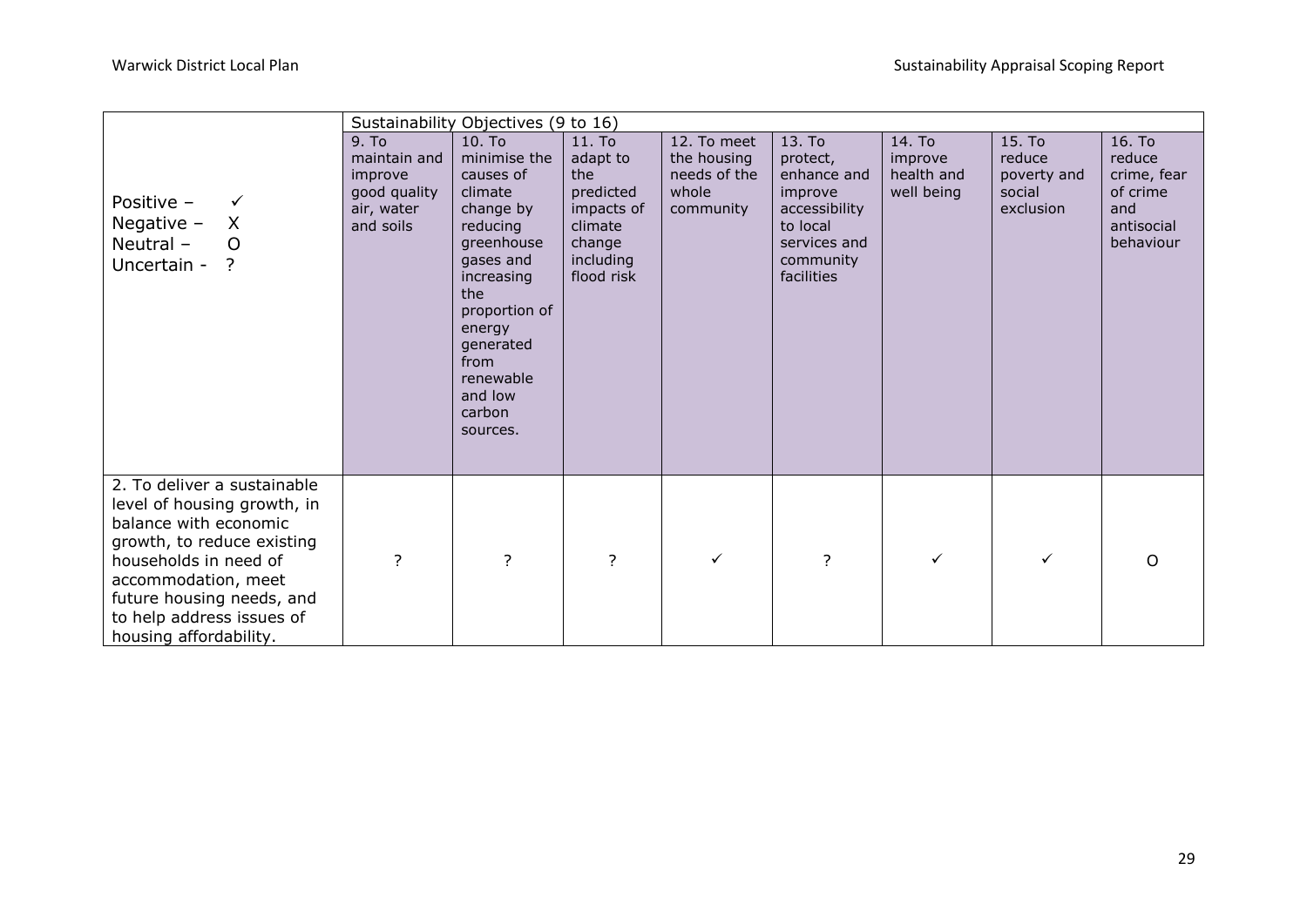| Positive – ✓ <br> Negative – X <br> Neutral – O <br> Uncertain - ? | Sustainability Objectives (9 to 16) | | | | | | | |
|---|---|---|---|---|---|---|---|---|
| | 9. To maintain and improve good quality air, water and soils | 10. To minimise the causes of climate change by reducing greenhouse gases and increasing the proportion of energy generated from renewable and low carbon sources. | 11. To adapt to the predicted impacts of climate change including flood risk | 12. To meet the housing needs of the whole community | 13. To protect, enhance and improve accessibility to local services and community facilities | 14. To improve health and well being | 15. To reduce poverty and social exclusion | 16. To reduce crime, fear of crime and antisocial behaviour |
| 2. To deliver a sustainable level of housing growth, in balance with economic growth, to reduce existing households in need of accommodation, meet future housing needs, and to help address issues of housing affordability. | ? | ? | ? | ✓ | ? | ✓ | ✓ | O |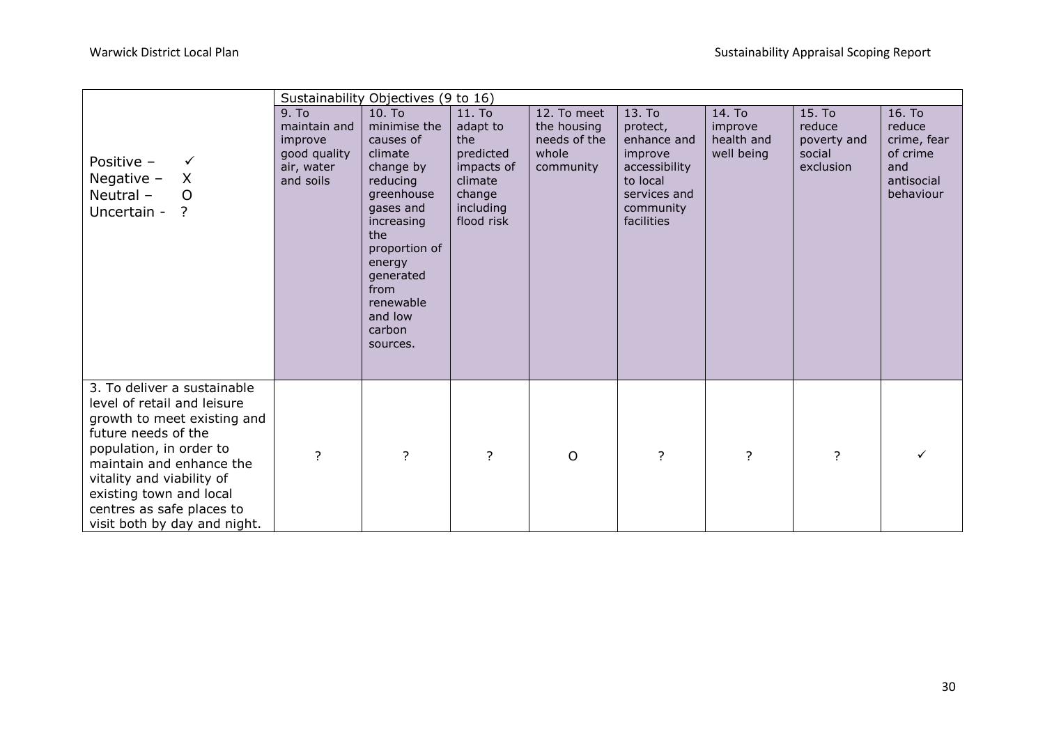| Positive – ✓<br>Negative – X<br>Neutral – O<br>Uncertain - ? | Sustainability Objectives (9 to 16) | | | | | | | |
|---|---|---|---|---|---|---|---|---|
| | 9. To maintain and improve good quality air, water and soils | 10. To minimise the causes of climate change by reducing greenhouse gases and increasing the proportion of energy generated from renewable and low carbon sources. | 11. To adapt to the predicted impacts of climate change including flood risk | 12. To meet the housing needs of the whole community | 13. To protect, enhance and improve accessibility to local services and community facilities | 14. To improve health and well being | 15. To reduce poverty and social exclusion | 16. To reduce crime, fear of crime and antisocial behaviour |
| 3. To deliver a sustainable level of retail and leisure growth to meet existing and future needs of the population, in order to maintain and enhance the vitality and viability of existing town and local centres as safe places to visit both by day and night. | ? | ? | ? | O | ? | ? | ? | ✓ |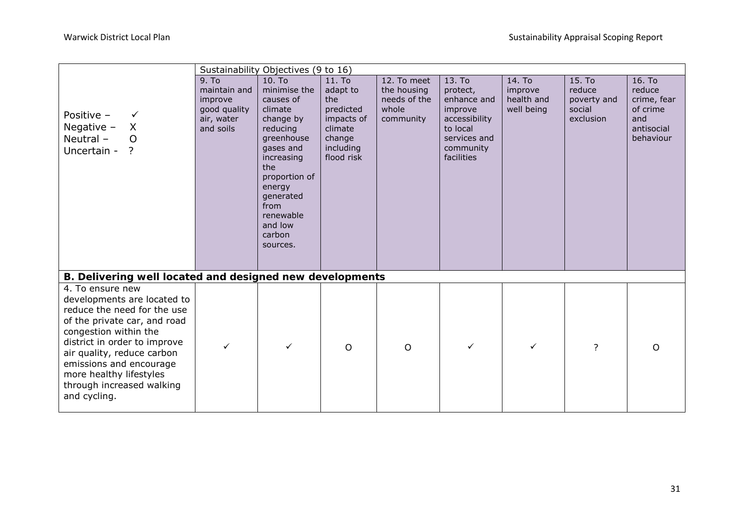| Positive – ✓<br>Negative – X<br>Neutral – O<br>Uncertain - ? | Sustainability Objectives (9 to 16) | | | | | | | |
|---|---|---|---|---|---|---|---|---|
| | 9. To maintain and improve good quality air, water and soils | 10. To minimise the causes of climate change by reducing greenhouse gases and increasing the proportion of energy generated from renewable and low carbon sources. | 11. To adapt to the predicted impacts of climate change including flood risk | 12. To meet the housing needs of the whole community | 13. To protect, enhance and improve accessibility to local services and community facilities | 14. To improve health and well being | 15. To reduce poverty and social exclusion | 16. To reduce crime, fear of crime and antisocial behaviour |
| **B. Delivering well located and designed new developments** | | | | | | | | |
| 4. To ensure new developments are located to reduce the need for the use of the private car, and road congestion within the district in order to improve air quality, reduce carbon emissions and encourage more healthy lifestyles through increased walking and cycling. | ✓ | ✓ | O | O | ✓ | ✓ | ? | O |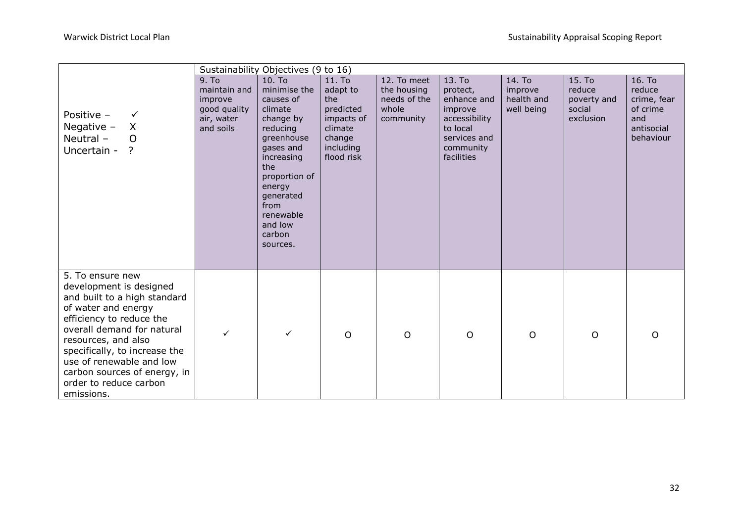| Positive – ✓<br>Negative – X<br>Neutral – O<br>Uncertain - ? | Sustainability Objectives (9 to 16) | | | | | | | |
|---|---|---|---|---|---|---|---|---|
| | 9. To maintain and improve good quality air, water and soils | 10. To minimise the causes of climate change by reducing greenhouse gases and increasing the proportion of energy generated from renewable and low carbon sources. | 11. To adapt to the predicted impacts of climate change including flood risk | 12. To meet the housing needs of the whole community | 13. To protect, enhance and improve accessibility to local services and community facilities | 14. To improve health and well being | 15. To reduce poverty and social exclusion | 16. To reduce crime, fear of crime and antisocial behaviour |
| 5. To ensure new development is designed and built to a high standard of water and energy efficiency to reduce the overall demand for natural resources, and also specifically, to increase the use of renewable and low carbon sources of energy, in order to reduce carbon emissions. | ✓ | ✓ | O | O | O | O | O | O |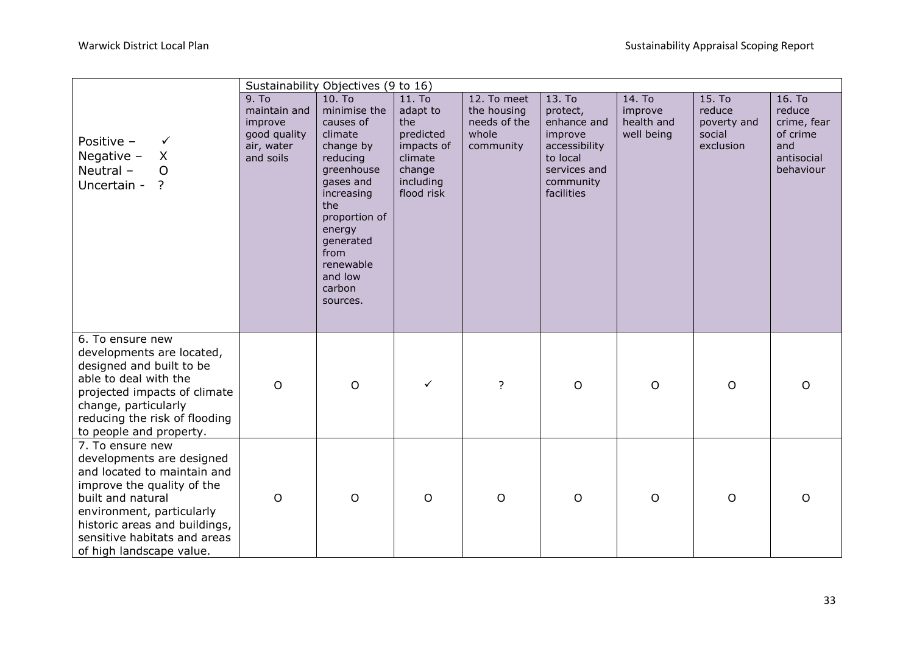| Positive – ✓<br>Negative – X<br>Neutral – O<br>Uncertain - ? | Sustainability Objectives (9 to 16) | | | | | | | |
|---|---|---|---|---|---|---|---|---|
| | 9. To maintain and improve good quality air, water and soils | 10. To minimise the causes of climate change by reducing greenhouse gases and increasing the proportion of energy generated from renewable and low carbon sources. | 11. To adapt to the predicted impacts of climate change including flood risk | 12. To meet the housing needs of the whole community | 13. To protect, enhance and improve accessibility to local services and community facilities | 14. To improve health and well being | 15. To reduce poverty and social exclusion | 16. To reduce crime, fear of crime and antisocial behaviour |
| 6. To ensure new developments are located, designed and built to be able to deal with the projected impacts of climate change, particularly reducing the risk of flooding to people and property. | O | O | ✓ | ? | O | O | O | O |
| 7. To ensure new developments are designed and located to maintain and improve the quality of the built and natural environment, particularly historic areas and buildings, sensitive habitats and areas of high landscape value. | O | O | O | O | O | O | O | O |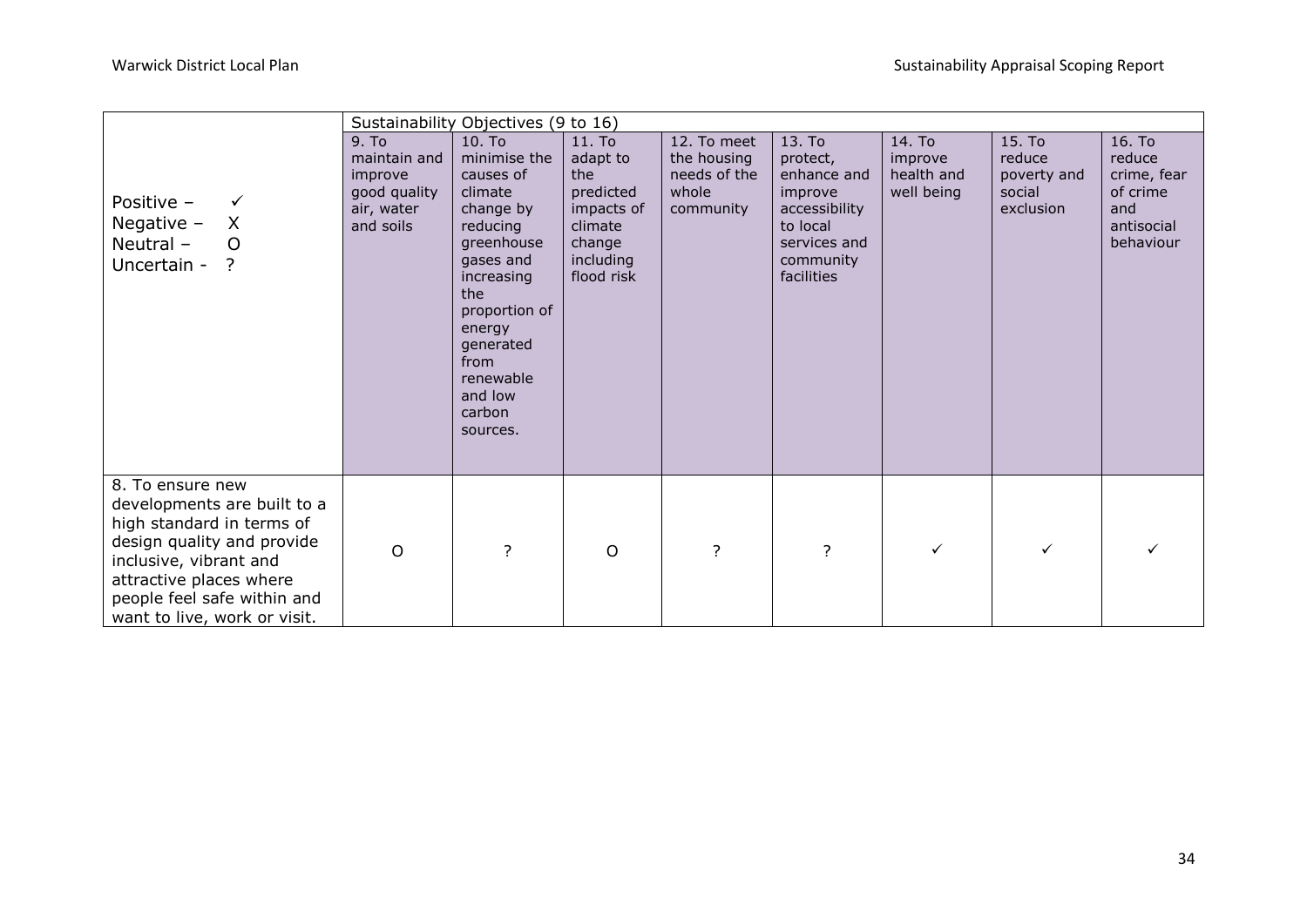| Positive – ✓<br>Negative – X<br>Neutral – O<br>Uncertain - ? | Sustainability Objectives (9 to 16) | | | | | | | |
|---|---|---|---|---|---|---|---|---|
| | 9. To maintain and improve good quality air, water and soils | 10. To minimise the causes of climate change by reducing greenhouse gases and increasing the proportion of energy generated from renewable and low carbon sources. | 11. To adapt to the predicted impacts of climate change including flood risk | 12. To meet the housing needs of the whole community | 13. To protect, enhance and improve accessibility to local services and community facilities | 14. To improve health and well being | 15. To reduce poverty and social exclusion | 16. To reduce crime, fear of crime and antisocial behaviour |
| 8. To ensure new developments are built to a high standard in terms of design quality and provide inclusive, vibrant and attractive places where people feel safe within and want to live, work or visit. | O | ? | O | ? | ? | ✓ | ✓ | ✓ |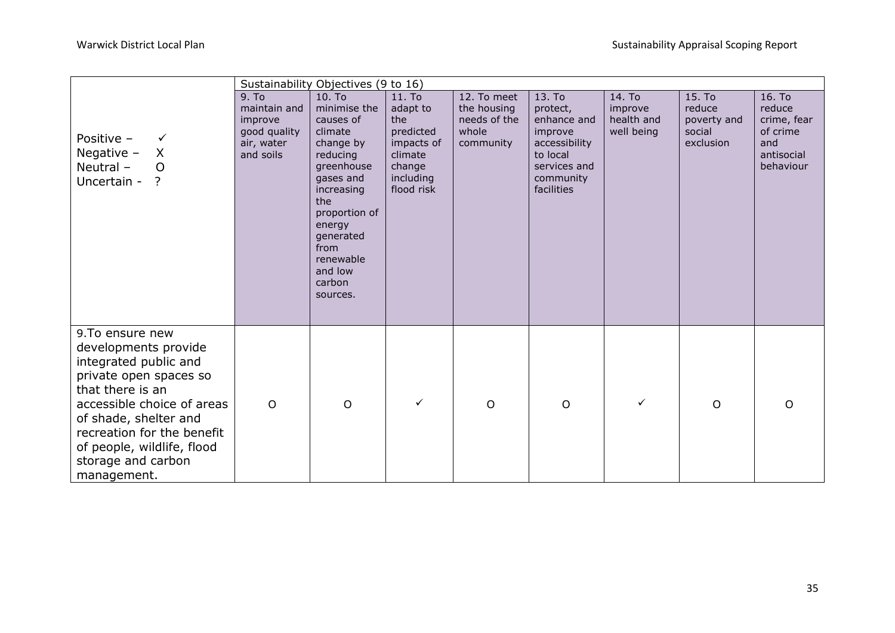| Positive – ✓<br>Negative – X<br>Neutral – O<br>Uncertain - ? | Sustainability Objectives (9 to 16) | | | | | | | |
|---|---|---|---|---|---|---|---|---|
| | 9. To maintain and improve good quality air, water and soils | 10. To minimise the causes of climate change by reducing greenhouse gases and increasing the proportion of energy generated from renewable and low carbon sources. | 11. To adapt to the predicted impacts of climate change including flood risk | 12. To meet the housing needs of the whole community | 13. To protect, enhance and improve accessibility to local services and community facilities | 14. To improve health and well being | 15. To reduce poverty and social exclusion | 16. To reduce crime, fear of crime and antisocial behaviour |
| 9.To ensure new developments provide integrated public and private open spaces so that there is an accessible choice of areas of shade, shelter and recreation for the benefit of people, wildlife, flood storage and carbon management. | O | O | ✓ | O | O | ✓ | O | O |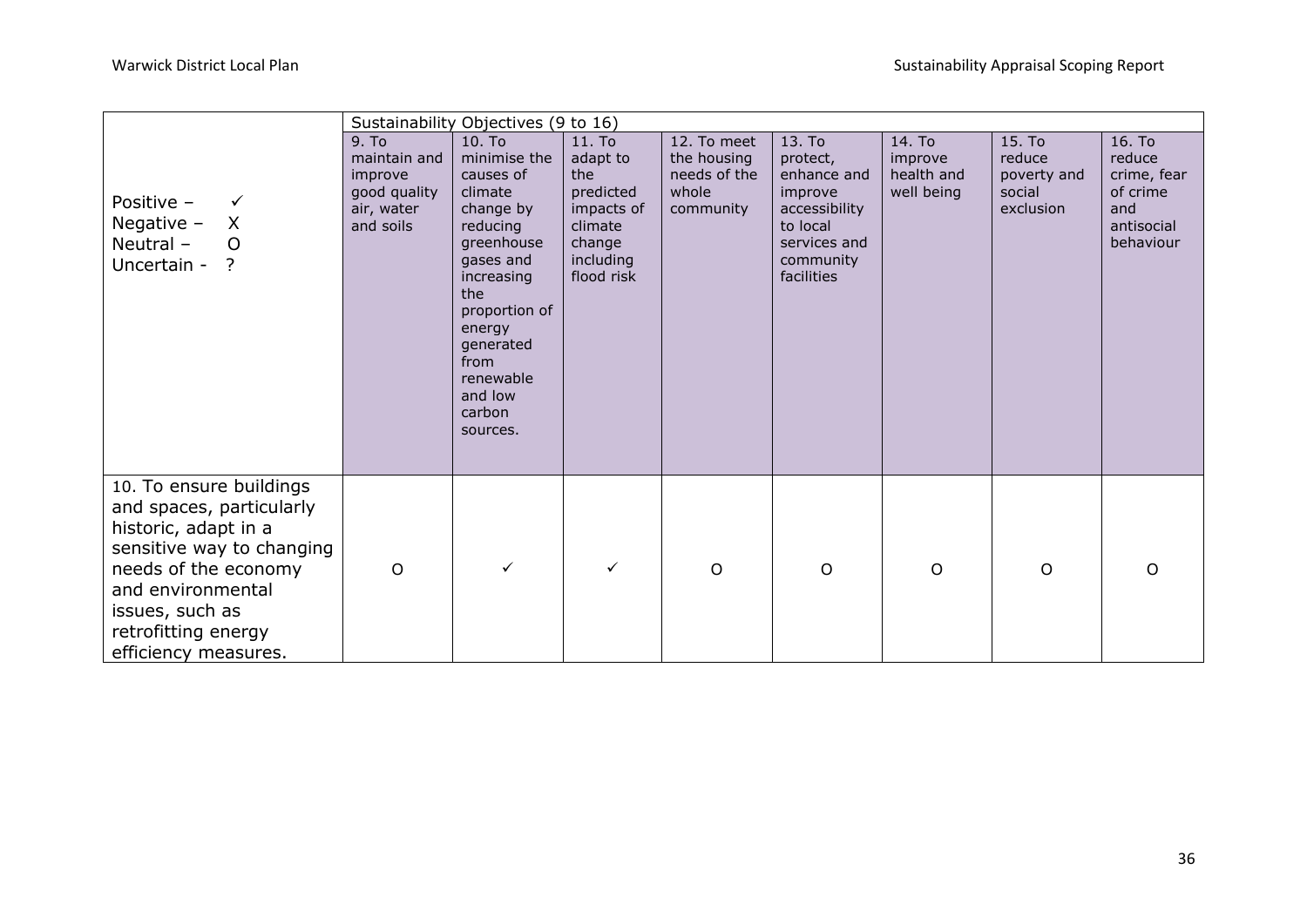| Positive – ✓<br>Negative – X<br>Neutral – O<br>Uncertain - ? | Sustainability Objectives (9 to 16) | | | | | | | |
|---|---|---|---|---|---|---|---|---|
| | 9. To maintain and improve good quality air, water and soils | 10. To minimise the causes of climate change by reducing greenhouse gases and increasing the proportion of energy generated from renewable and low carbon sources. | 11. To adapt to the predicted impacts of climate change including flood risk | 12. To meet the housing needs of the whole community | 13. To protect, enhance and improve accessibility to local services and community facilities | 14. To improve health and well being | 15. To reduce poverty and social exclusion | 16. To reduce crime, fear of crime and antisocial behaviour |
| 10. To ensure buildings and spaces, particularly historic, adapt in a sensitive way to changing needs of the economy and environmental issues, such as retrofitting energy efficiency measures. | O | ✓ | ✓ | O | O | O | O | O |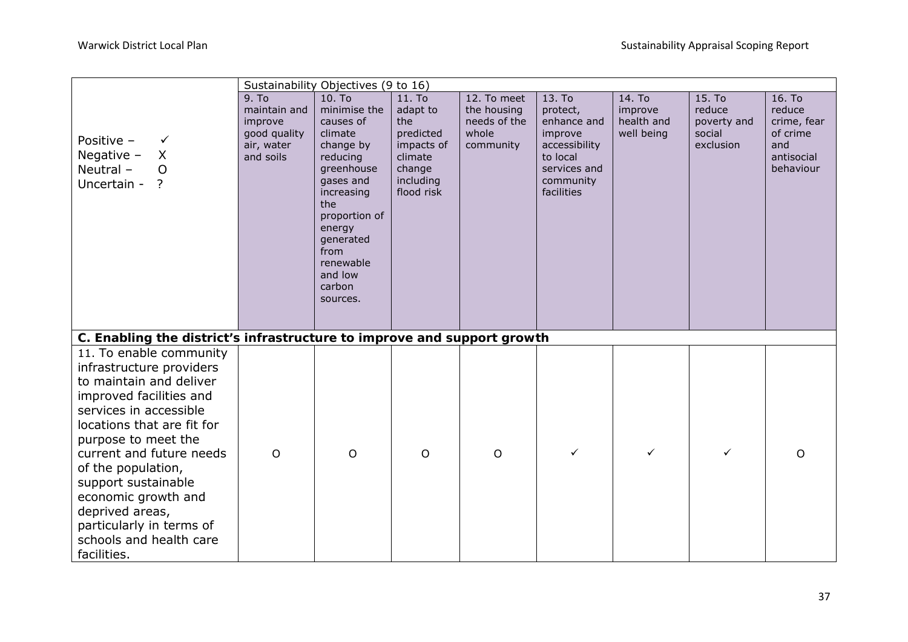| Positive – ✓<br>Negative – X<br>Neutral – O<br>Uncertain - ? | Sustainability Objectives (9 to 16) | | | | | | | |
|---|---|---|---|---|---|---|---|---|
| | 9. To maintain and improve good quality air, water and soils | 10. To minimise the causes of climate change by reducing greenhouse gases and increasing the proportion of energy generated from renewable and low carbon sources. | 11. To adapt to the predicted impacts of climate change including flood risk | 12. To meet the housing needs of the whole community | 13. To protect, enhance and improve accessibility to local services and community facilities | 14. To improve health and well being | 15. To reduce poverty and social exclusion | 16. To reduce crime, fear of crime and antisocial behaviour |
| **C. Enabling the district's infrastructure to improve and support growth** | | | | | | | | |
| 11. To enable community infrastructure providers to maintain and deliver improved facilities and services in accessible locations that are fit for purpose to meet the current and future needs of the population, support sustainable economic growth and deprived areas, particularly in terms of schools and health care facilities. | O | O | O | O | ✓ | ✓ | ✓ | O |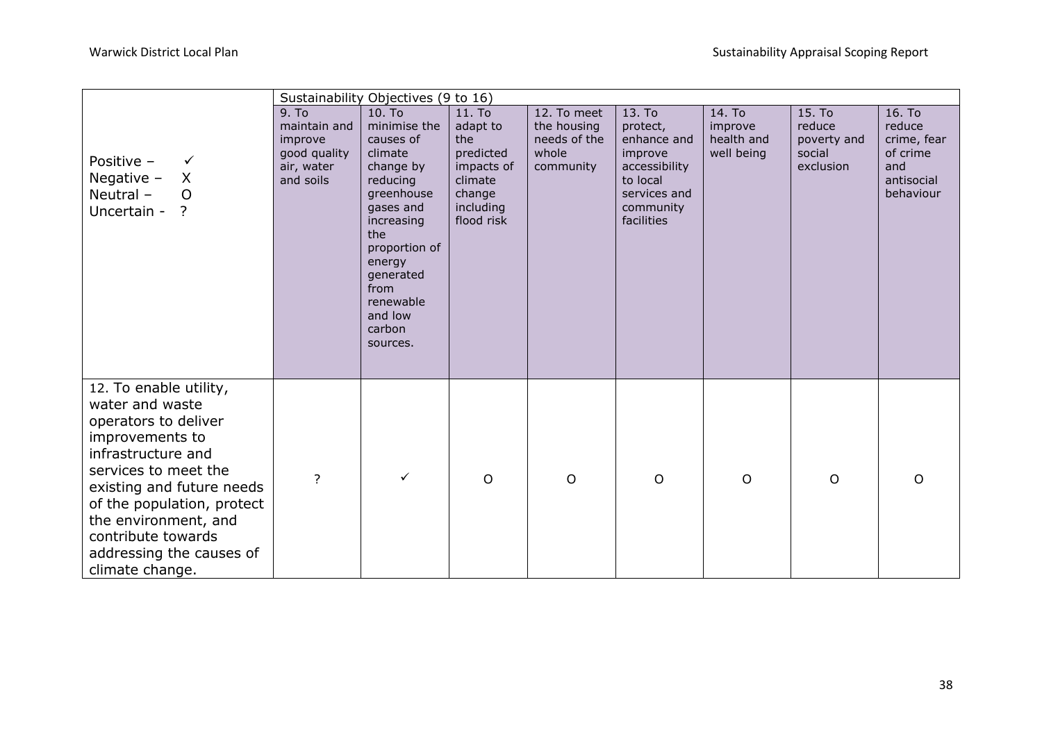| Positive – ✓<br>Negative – X<br>Neutral – O<br>Uncertain - ? | Sustainability Objectives (9 to 16) | | | | | | | |
|---|---|---|---|---|---|---|---|---|
| | 9. To maintain and improve good quality air, water and soils | 10. To minimise the causes of climate change by reducing greenhouse gases and increasing the proportion of energy generated from renewable and low carbon sources. | 11. To adapt to the predicted impacts of climate change including flood risk | 12. To meet the housing needs of the whole community | 13. To protect, enhance and improve accessibility to local services and community facilities | 14. To improve health and well being | 15. To reduce poverty and social exclusion | 16. To reduce crime, fear of crime and antisocial behaviour |
| 12. To enable utility, water and waste operators to deliver improvements to infrastructure and services to meet the existing and future needs of the population, protect the environment, and contribute towards addressing the causes of climate change. | ? | ✓ | O | O | O | O | O | O |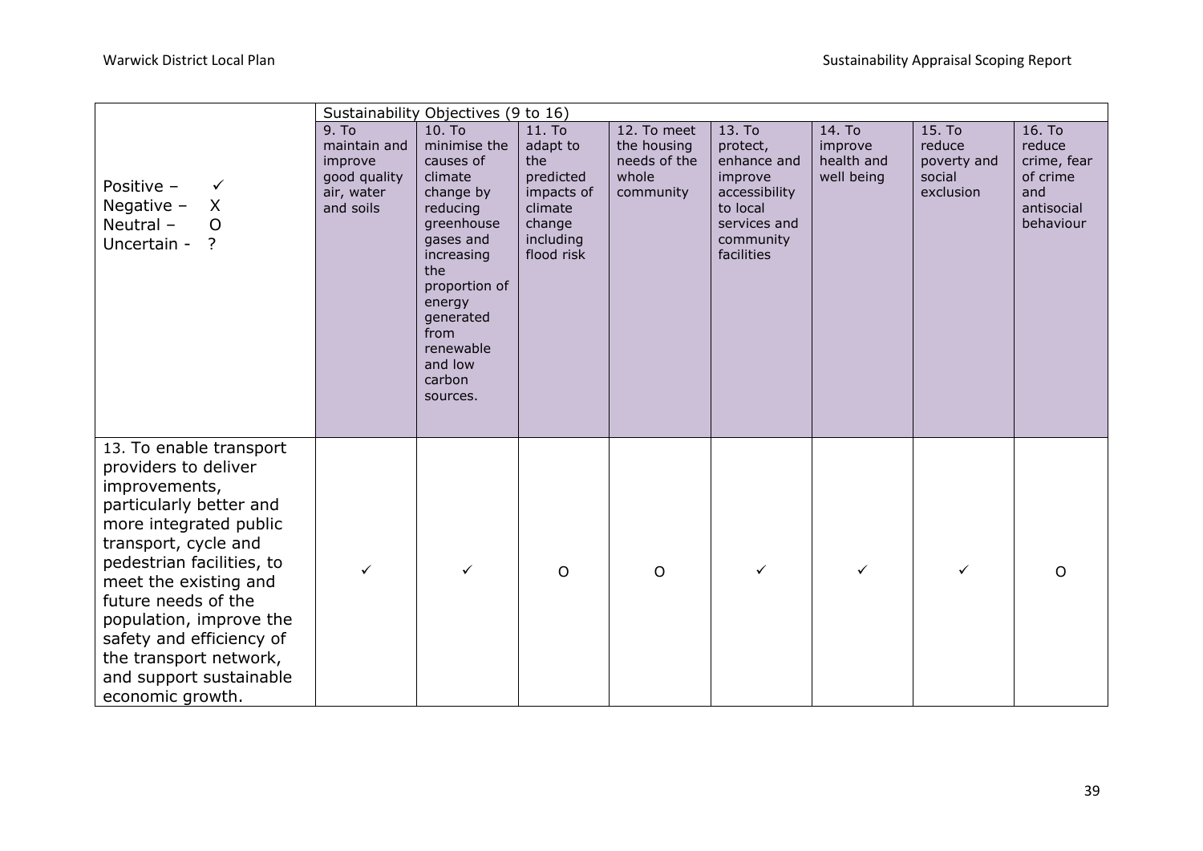| Positive – ✓<br>Negative – X<br>Neutral – O<br>Uncertain - ? | Sustainability Objectives (9 to 16) | | | | | | | |
|---|---|---|---|---|---|---|---|---|
| | 9. To maintain and improve good quality air, water and soils | 10. To minimise the causes of climate change by reducing greenhouse gases and increasing the proportion of energy generated from renewable and low carbon sources. | 11. To adapt to the predicted impacts of climate change including flood risk | 12. To meet the housing needs of the whole community | 13. To protect, enhance and improve accessibility to local services and community facilities | 14. To improve health and well being | 15. To reduce poverty and social exclusion | 16. To reduce crime, fear of crime and antisocial behaviour |
| 13. To enable transport providers to deliver improvements, particularly better and more integrated public transport, cycle and pedestrian facilities, to meet the existing and future needs of the population, improve the safety and efficiency of the transport network, and support sustainable economic growth. | ✓ | ✓ | O | O | ✓ | ✓ | ✓ | O |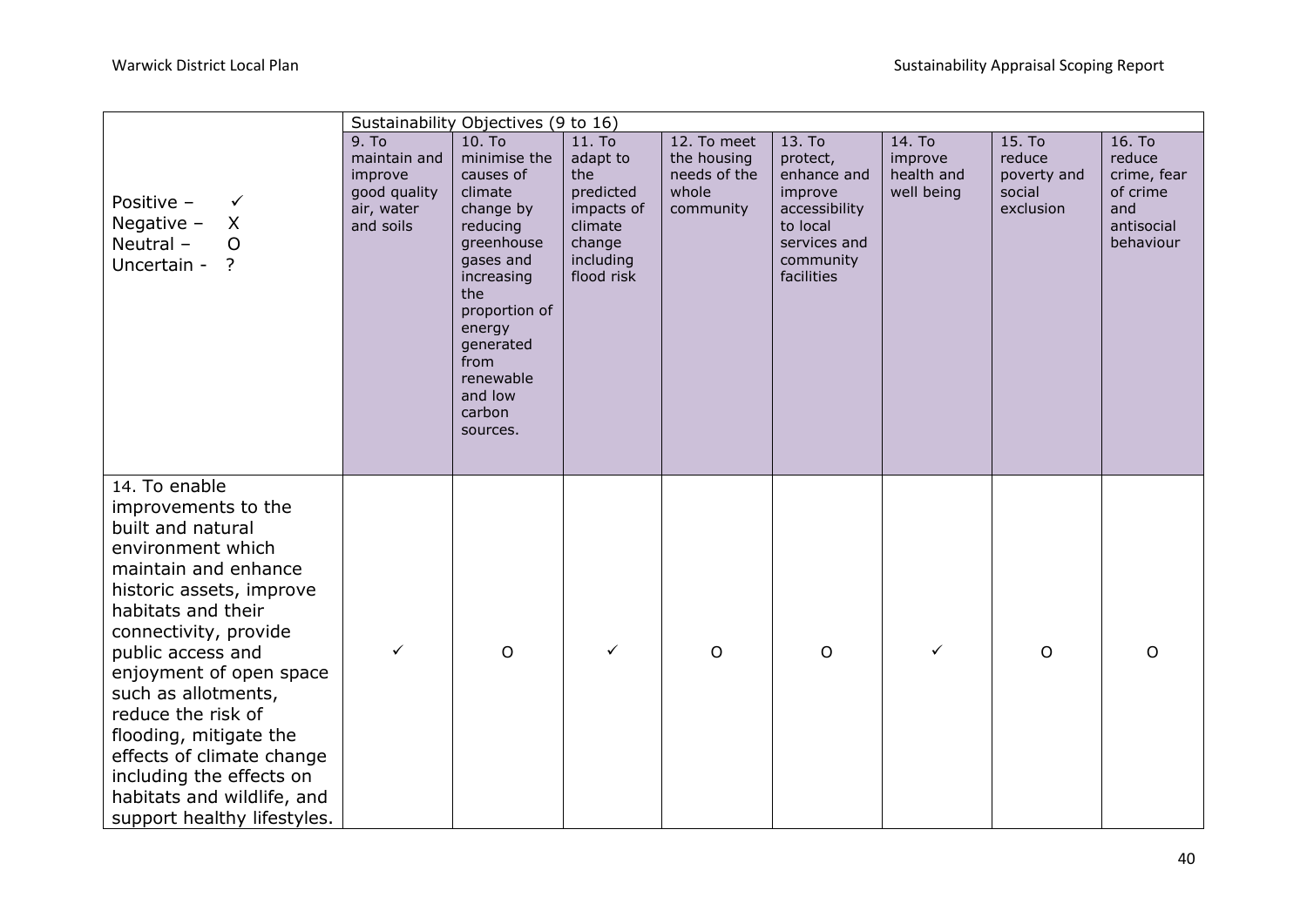| Positive – ✓<br>Negative – X<br>Neutral – O<br>Uncertain - ? | Sustainability Objectives (9 to 16) | | | | | | | |
|---|---|---|---|---|---|---|---|---|
| | 9. To maintain and improve good quality air, water and soils | 10. To minimise the causes of climate change by reducing greenhouse gases and increasing the proportion of energy generated from renewable and low carbon sources. | 11. To adapt to the predicted impacts of climate change including flood risk | 12. To meet the housing needs of the whole community | 13. To protect, enhance and improve accessibility to local services and community facilities | 14. To improve health and well being | 15. To reduce poverty and social exclusion | 16. To reduce crime, fear of crime and antisocial behaviour |
| 14. To enable improvements to the built and natural environment which maintain and enhance historic assets, improve habitats and their connectivity, provide public access and enjoyment of open space such as allotments, reduce the risk of flooding, mitigate the effects of climate change including the effects on habitats and wildlife, and support healthy lifestyles. | ✓ | O | ✓ | O | O | ✓ | O | O |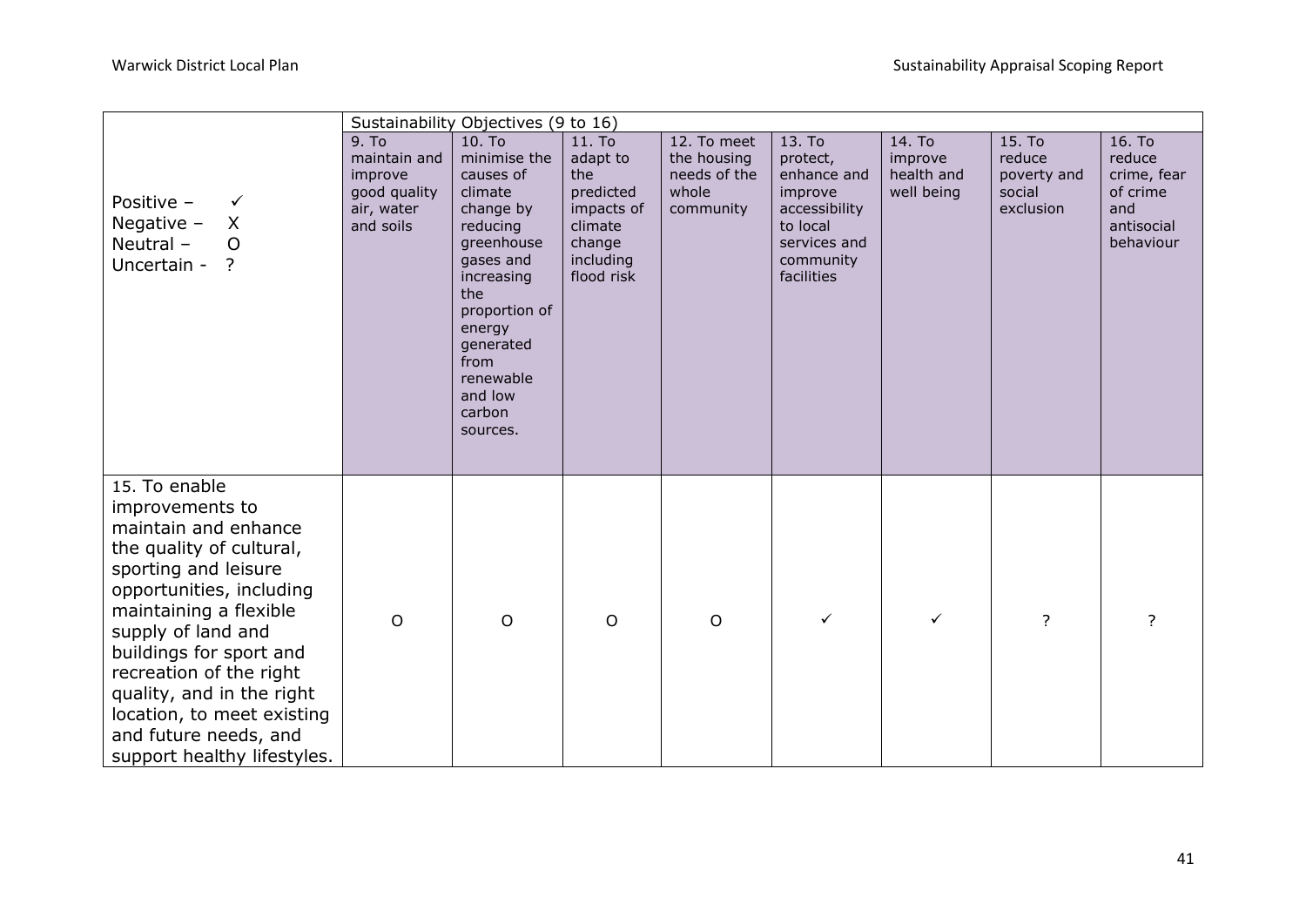| Positive – ✓<br>Negative – X<br>Neutral – O<br>Uncertain - ? | Sustainability Objectives (9 to 16) | | | | | | | |
|---|---|---|---|---|---|---|---|---|
| | 9. To maintain and improve good quality air, water and soils | 10. To minimise the causes of climate change by reducing greenhouse gases and increasing the proportion of energy generated from renewable and low carbon sources. | 11. To adapt to the predicted impacts of climate change including flood risk | 12. To meet the housing needs of the whole community | 13. To protect, enhance and improve accessibility to local services and community facilities | 14. To improve health and well being | 15. To reduce poverty and social exclusion | 16. To reduce crime, fear of crime and antisocial behaviour |
| 15. To enable improvements to maintain and enhance the quality of cultural, sporting and leisure opportunities, including maintaining a flexible supply of land and buildings for sport and recreation of the right quality, and in the right location, to meet existing and future needs, and support healthy lifestyles. | O | O | O | O | ✓ | ✓ | ? | ? |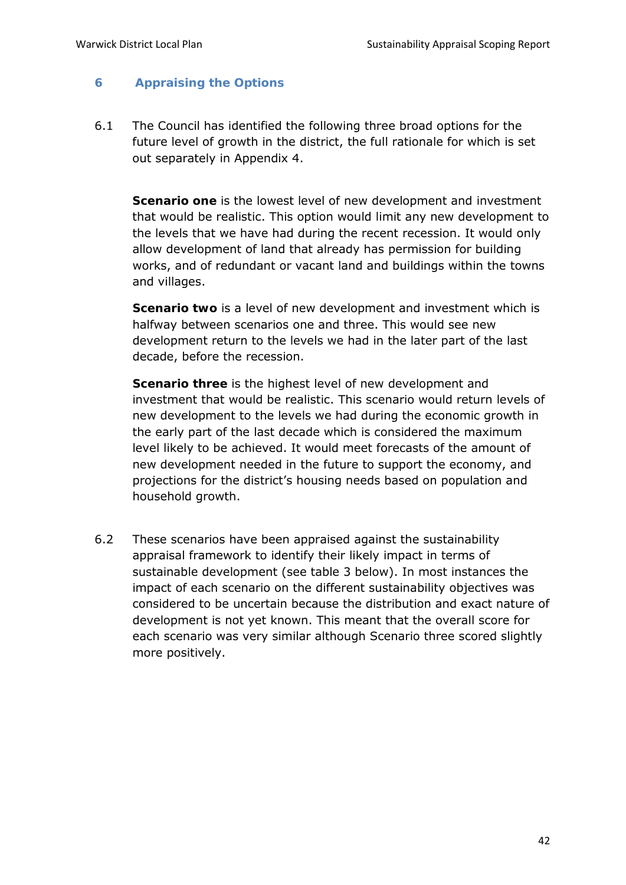## 6 Appraising the Options

6.1 The Council has identified the following three broad options for the future level of growth in the district, the full rationale for which is set out separately in Appendix 4.

**Scenario one** is the lowest level of new development and investment that would be realistic. This option would limit any new development to the levels that we have had during the recent recession. It would only allow development of land that already has permission for building works, and of redundant or vacant land and buildings within the towns and villages.

**Scenario two** is a level of new development and investment which is halfway between scenarios one and three. This would see new development return to the levels we had in the later part of the last decade, before the recession.

**Scenario three** is the highest level of new development and investment that would be realistic. This scenario would return levels of new development to the levels we had during the economic growth in the early part of the last decade which is considered the maximum level likely to be achieved. It would meet forecasts of the amount of new development needed in the future to support the economy, and projections for the district's housing needs based on population and household growth.

6.2 These scenarios have been appraised against the sustainability appraisal framework to identify their likely impact in terms of sustainable development (see table 3 below). In most instances the impact of each scenario on the different sustainability objectives was considered to be uncertain because the distribution and exact nature of development is not yet known. This meant that the overall score for each scenario was very similar although Scenario three scored slightly more positively.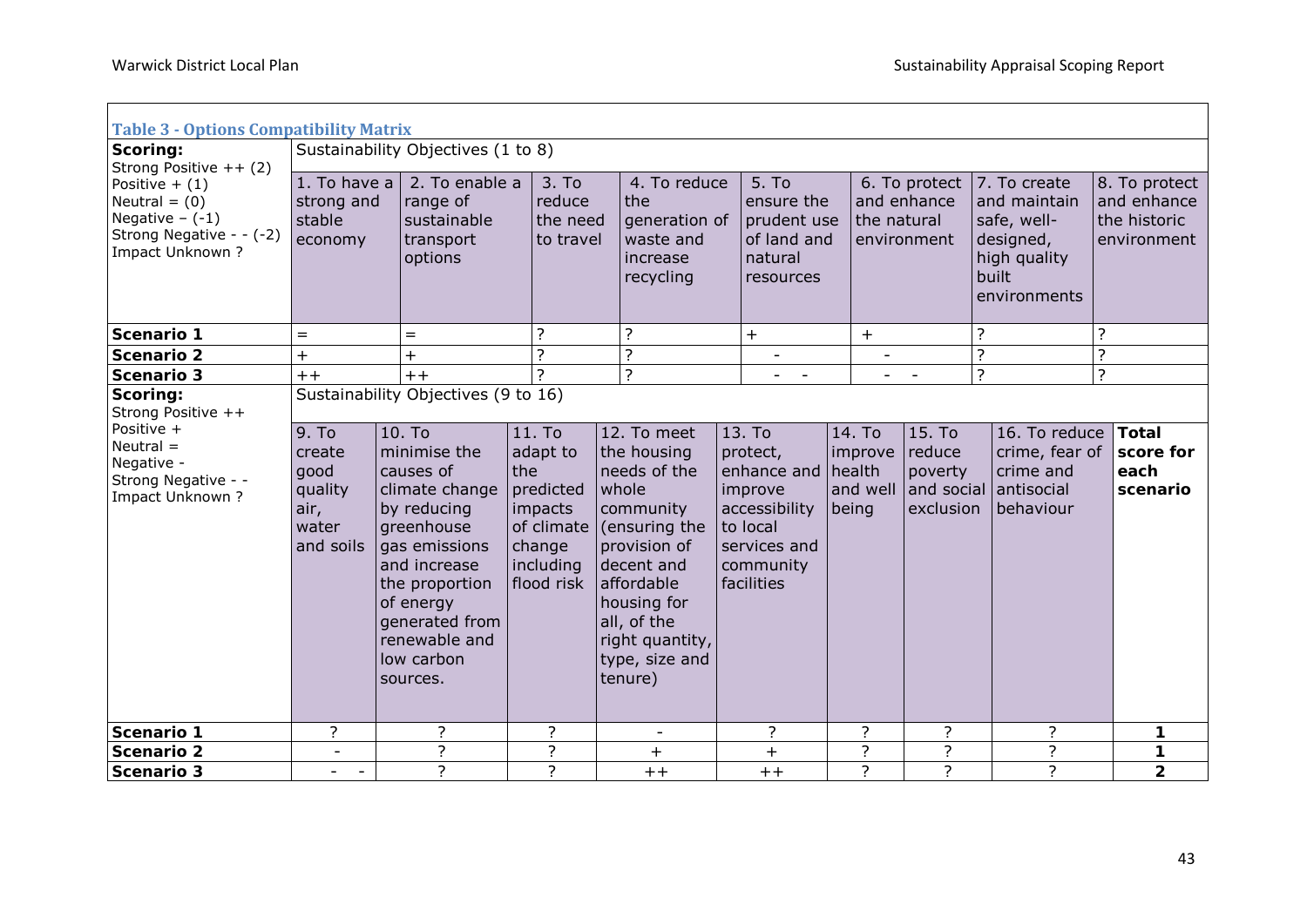**Table 3 - Options Compatibility Matrix**

| **Scoring:** Strong Positive ++ (2) Positive + (1) Neutral = (0) Negative – (-1) Strong Negative - - (-2) Impact Unknown ? | Sustainability Objectives (1 to 8) | | | | | | | |
|---|---|---|---|---|---|---|---|---|
| | 1. To have a strong and stable economy | 2. To enable a range of sustainable transport options | 3. To reduce the need to travel | 4. To reduce the generation of waste and increase recycling | 5. To ensure the prudent use of land and natural resources | 6. To protect and enhance the natural environment | 7. To create and maintain safe, well-designed, high quality built environments | 8. To protect and enhance the historic environment |
| **Scenario 1** | = | = | ? | ? | + | + | ? | ? |
| **Scenario 2** | + | + | ? | ? | - | - | ? | ? |
| **Scenario 3** | ++ | ++ | ? | ? | - - | - - | ? | ? |

| **Scoring:** Strong Positive ++ Positive + Neutral = Negative - Strong Negative - - Impact Unknown ? | Sustainability Objectives (9 to 16) | | | | | | | |
|---|---|---|---|---|---|---|---|---|
| | 9. To create good quality air, water and soils | 10. To minimise the causes of climate change by reducing greenhouse gas emissions and increase the proportion of energy generated from renewable and low carbon sources. | 11. To adapt to the predicted impacts of climate change including flood risk | 12. To meet the housing needs of the whole community (ensuring the provision of decent and affordable housing for all, of the right quantity, type, size and tenure) | 13. To protect, enhance and improve accessibility to local services and community facilities | 14. To improve health and well being | 15. To reduce poverty and social exclusion | 16. To reduce crime, fear of crime and antisocial behaviour | **Total score for each scenario** |
| **Scenario 1** | ? | ? | ? | - | ? | ? | ? | ? | **1** |
| **Scenario 2** | - | ? | ? | + | + | ? | ? | ? | **1** |
| **Scenario 3** | - - | ? | ? | ++ | ++ | ? | ? | ? | **2** |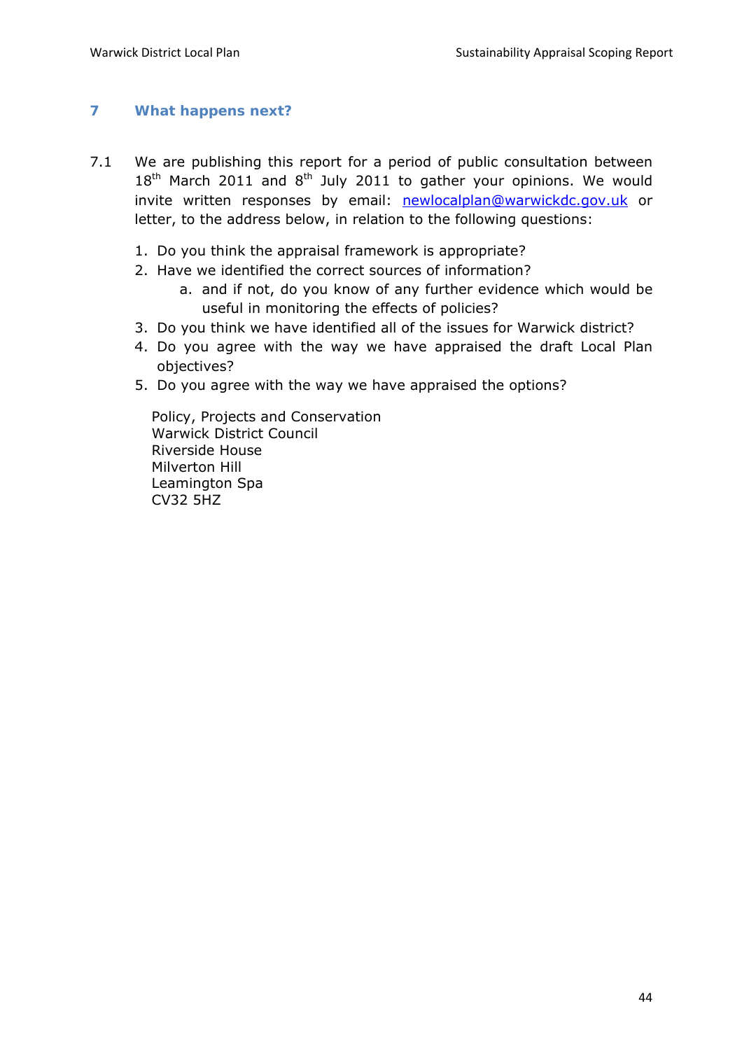## 7 What happens next?

7.1 We are publishing this report for a period of public consultation between 18th March 2011 and 8th July 2011 to gather your opinions. We would invite written responses by email: newlocalplan@warwickdc.gov.uk or letter, to the address below, in relation to the following questions:

1. Do you think the appraisal framework is appropriate?
2. Have we identified the correct sources of information?
   a. and if not, do you know of any further evidence which would be useful in monitoring the effects of policies?
3. Do you think we have identified all of the issues for Warwick district?
4. Do you agree with the way we have appraised the draft Local Plan objectives?
5. Do you agree with the way we have appraised the options?

Policy, Projects and Conservation
Warwick District Council
Riverside House
Milverton Hill
Leamington Spa
CV32 5HZ